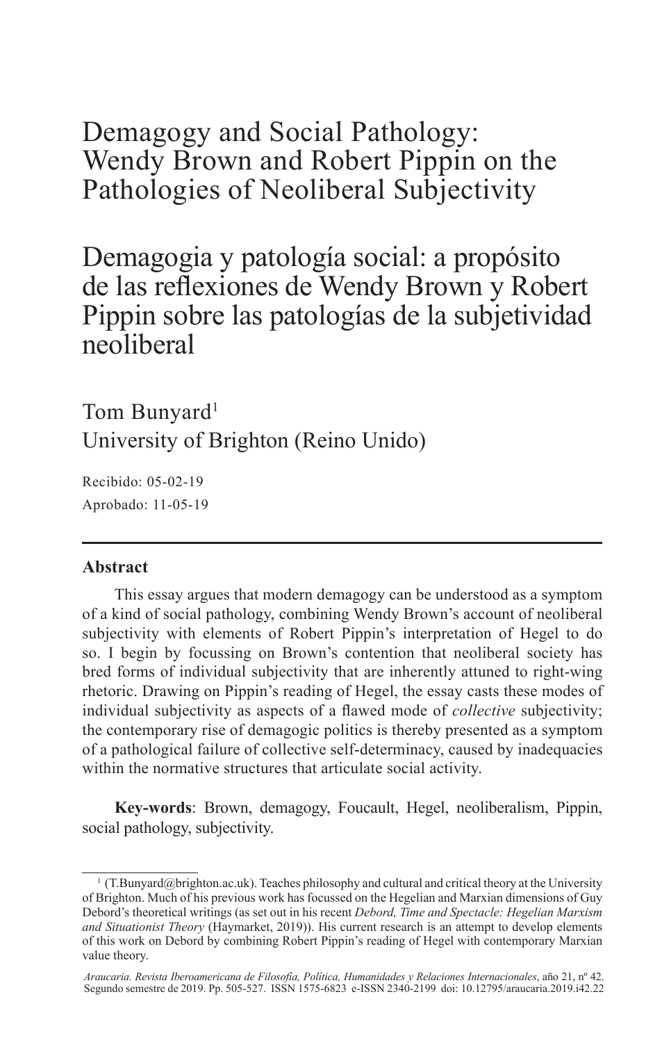# Demagogy and Social Pathology: Wendy Brown and Robert Pippin on the Pathologies of Neoliberal Subjectivity

# Demagogia y patología social: a propósito de las reflexiones de Wendy Brown y Robert Pippin sobre las patologías de la subjetividad neoliberal

Tom Bunyard[1]
University of Brighton (Reino Unido)

Recibido: 05-02-19
Aprobado: 11-05-19

---

**Abstract**

This essay argues that modern demagogy can be understood as a symptom of a kind of social pathology, combining Wendy Brown's account of neoliberal subjectivity with elements of Robert Pippin's interpretation of Hegel to do so. I begin by focussing on Brown's contention that neoliberal society has bred forms of individual subjectivity that are inherently attuned to right-wing rhetoric. Drawing on Pippin's reading of Hegel, the essay casts these modes of individual subjectivity as aspects of a flawed mode of *collective* subjectivity; the contemporary rise of demagogic politics is thereby presented as a symptom of a pathological failure of collective self-determinacy, caused by inadequacies within the normative structures that articulate social activity.

**Key-words**: Brown, demagogy, Foucault, Hegel, neoliberalism, Pippin, social pathology, subjectivity.

---

[1] (T.Bunyard@brighton.ac.uk). Teaches philosophy and cultural and critical theory at the University of Brighton. Much of his previous work has focussed on the Hegelian and Marxian dimensions of Guy Debord's theoretical writings (as set out in his recent *Debord, Time and Spectacle: Hegelian Marxism and Situationist Theory* (Haymarket, 2019)). His current research is an attempt to develop elements of this work on Debord by combining Robert Pippin's reading of Hegel with contemporary Marxian value theory.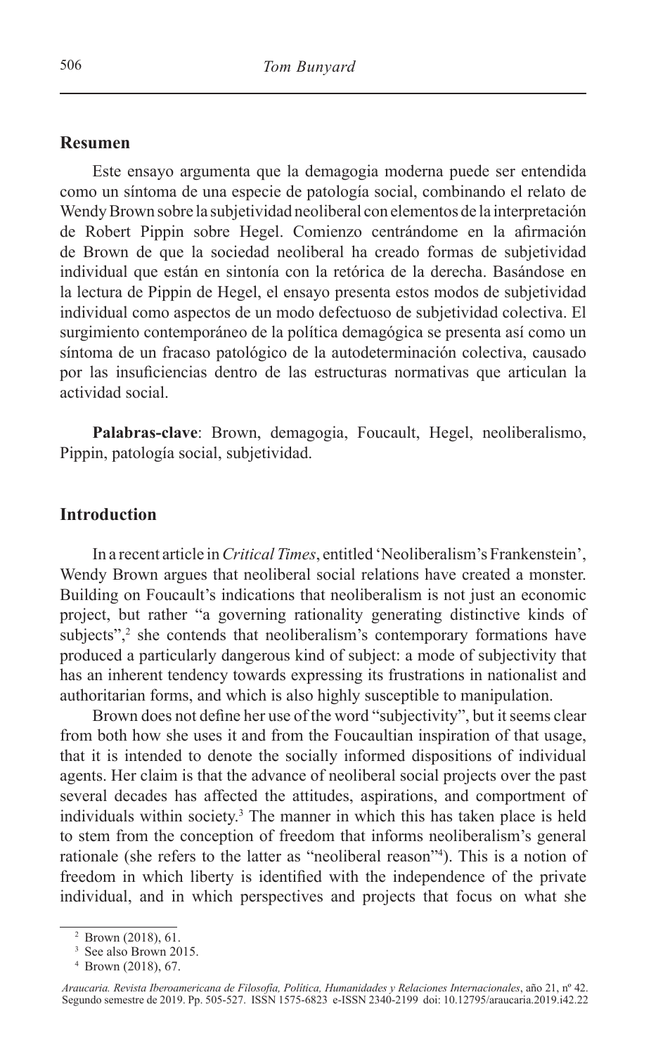## Resumen

Este ensayo argumenta que la demagogia moderna puede ser entendida como un síntoma de una especie de patología social, combinando el relato de Wendy Brown sobre la subjetividad neoliberal con elementos de la interpretación de Robert Pippin sobre Hegel. Comienzo centrándome en la afirmación de Brown de que la sociedad neoliberal ha creado formas de subjetividad individual que están en sintonía con la retórica de la derecha. Basándose en la lectura de Pippin de Hegel, el ensayo presenta estos modos de subjetividad individual como aspectos de un modo defectuoso de subjetividad colectiva. El surgimiento contemporáneo de la política demagógica se presenta así como un síntoma de un fracaso patológico de la autodeterminación colectiva, causado por las insuficiencias dentro de las estructuras normativas que articulan la actividad social.

**Palabras-clave**: Brown, demagogia, Foucault, Hegel, neoliberalismo, Pippin, patología social, subjetividad.

## Introduction

In a recent article in *Critical Times*, entitled 'Neoliberalism's Frankenstein', Wendy Brown argues that neoliberal social relations have created a monster. Building on Foucault's indications that neoliberalism is not just an economic project, but rather "a governing rationality generating distinctive kinds of subjects",[2] she contends that neoliberalism's contemporary formations have produced a particularly dangerous kind of subject: a mode of subjectivity that has an inherent tendency towards expressing its frustrations in nationalist and authoritarian forms, and which is also highly susceptible to manipulation.

Brown does not define her use of the word "subjectivity", but it seems clear from both how she uses it and from the Foucaultian inspiration of that usage, that it is intended to denote the socially informed dispositions of individual agents. Her claim is that the advance of neoliberal social projects over the past several decades has affected the attitudes, aspirations, and comportment of individuals within society.[3] The manner in which this has taken place is held to stem from the conception of freedom that informs neoliberalism's general rationale (she refers to the latter as "neoliberal reason"[4]). This is a notion of freedom in which liberty is identified with the independence of the private individual, and in which perspectives and projects that focus on what she

[2] Brown (2018), 61.

[3] See also Brown 2015.

[4] Brown (2018), 67.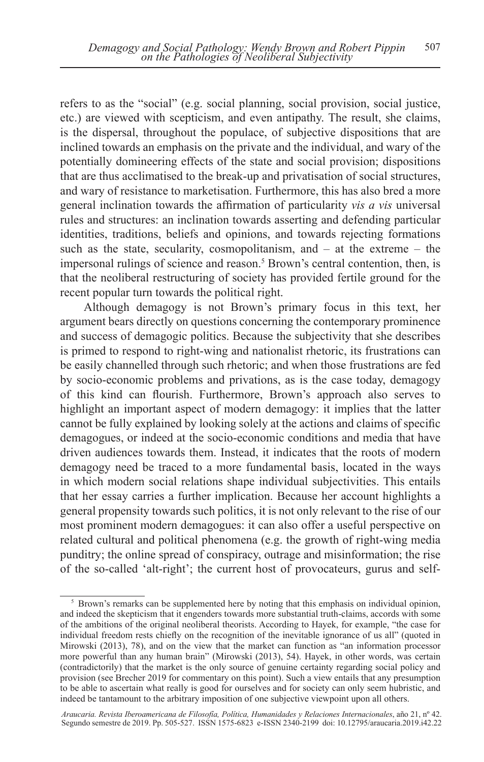refers to as the "social" (e.g. social planning, social provision, social justice, etc.) are viewed with scepticism, and even antipathy. The result, she claims, is the dispersal, throughout the populace, of subjective dispositions that are inclined towards an emphasis on the private and the individual, and wary of the potentially domineering effects of the state and social provision; dispositions that are thus acclimatised to the break-up and privatisation of social structures, and wary of resistance to marketisation. Furthermore, this has also bred a more general inclination towards the affirmation of particularity *vis a vis* universal rules and structures: an inclination towards asserting and defending particular identities, traditions, beliefs and opinions, and towards rejecting formations such as the state, secularity, cosmopolitanism, and – at the extreme – the impersonal rulings of science and reason.[5] Brown's central contention, then, is that the neoliberal restructuring of society has provided fertile ground for the recent popular turn towards the political right.

Although demagogy is not Brown's primary focus in this text, her argument bears directly on questions concerning the contemporary prominence and success of demagogic politics. Because the subjectivity that she describes is primed to respond to right-wing and nationalist rhetoric, its frustrations can be easily channelled through such rhetoric; and when those frustrations are fed by socio-economic problems and privations, as is the case today, demagogy of this kind can flourish. Furthermore, Brown's approach also serves to highlight an important aspect of modern demagogy: it implies that the latter cannot be fully explained by looking solely at the actions and claims of specific demagogues, or indeed at the socio-economic conditions and media that have driven audiences towards them. Instead, it indicates that the roots of modern demagogy need be traced to a more fundamental basis, located in the ways in which modern social relations shape individual subjectivities. This entails that her essay carries a further implication. Because her account highlights a general propensity towards such politics, it is not only relevant to the rise of our most prominent modern demagogues: it can also offer a useful perspective on related cultural and political phenomena (e.g. the growth of right-wing media punditry; the online spread of conspiracy, outrage and misinformation; the rise of the so-called 'alt-right'; the current host of provocateurs, gurus and self-

[5] Brown's remarks can be supplemented here by noting that this emphasis on individual opinion, and indeed the skepticism that it engenders towards more substantial truth-claims, accords with some of the ambitions of the original neoliberal theorists. According to Hayek, for example, "the case for individual freedom rests chiefly on the recognition of the inevitable ignorance of us all" (quoted in Mirowski (2013), 78), and on the view that the market can function as "an information processor more powerful than any human brain" (Mirowski (2013), 54). Hayek, in other words, was certain (contradictorily) that the market is the only source of genuine certainty regarding social policy and provision (see Brecher 2019 for commentary on this point). Such a view entails that any presumption to be able to ascertain what really is good for ourselves and for society can only seem hubristic, and indeed be tantamount to the arbitrary imposition of one subjective viewpoint upon all others.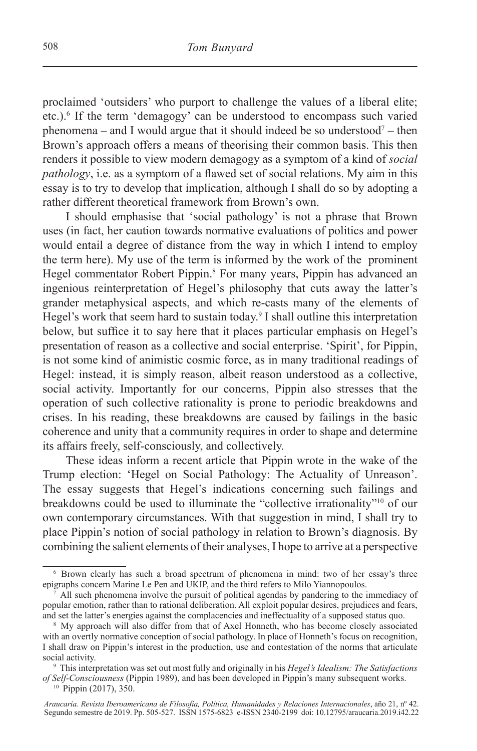proclaimed 'outsiders' who purport to challenge the values of a liberal elite; etc.).[6] If the term 'demagogy' can be understood to encompass such varied phenomena – and I would argue that it should indeed be so understood[7] – then Brown's approach offers a means of theorising their common basis. This then renders it possible to view modern demagogy as a symptom of a kind of *social pathology*, i.e. as a symptom of a flawed set of social relations. My aim in this essay is to try to develop that implication, although I shall do so by adopting a rather different theoretical framework from Brown's own.

I should emphasise that 'social pathology' is not a phrase that Brown uses (in fact, her caution towards normative evaluations of politics and power would entail a degree of distance from the way in which I intend to employ the term here). My use of the term is informed by the work of the prominent Hegel commentator Robert Pippin.[8] For many years, Pippin has advanced an ingenious reinterpretation of Hegel's philosophy that cuts away the latter's grander metaphysical aspects, and which re-casts many of the elements of Hegel's work that seem hard to sustain today.[9] I shall outline this interpretation below, but suffice it to say here that it places particular emphasis on Hegel's presentation of reason as a collective and social enterprise. 'Spirit', for Pippin, is not some kind of animistic cosmic force, as in many traditional readings of Hegel: instead, it is simply reason, albeit reason understood as a collective, social activity. Importantly for our concerns, Pippin also stresses that the operation of such collective rationality is prone to periodic breakdowns and crises. In his reading, these breakdowns are caused by failings in the basic coherence and unity that a community requires in order to shape and determine its affairs freely, self-consciously, and collectively.

These ideas inform a recent article that Pippin wrote in the wake of the Trump election: 'Hegel on Social Pathology: The Actuality of Unreason'. The essay suggests that Hegel's indications concerning such failings and breakdowns could be used to illuminate the "collective irrationality"[10] of our own contemporary circumstances. With that suggestion in mind, I shall try to place Pippin's notion of social pathology in relation to Brown's diagnosis. By combining the salient elements of their analyses, I hope to arrive at a perspective

---

[6] Brown clearly has such a broad spectrum of phenomena in mind: two of her essay's three epigraphs concern Marine Le Pen and UKIP, and the third refers to Milo Yiannopoulos.

[7] All such phenomena involve the pursuit of political agendas by pandering to the immediacy of popular emotion, rather than to rational deliberation. All exploit popular desires, prejudices and fears, and set the latter's energies against the complacencies and ineffectuality of a supposed status quo.

[8] My approach will also differ from that of Axel Honneth, who has become closely associated with an overtly normative conception of social pathology. In place of Honneth's focus on recognition, I shall draw on Pippin's interest in the production, use and contestation of the norms that articulate social activity.

[9] This interpretation was set out most fully and originally in his *Hegel's Idealism: The Satisfactions of Self-Consciousness* (Pippin 1989), and has been developed in Pippin's many subsequent works.

[10] Pippin (2017), 350.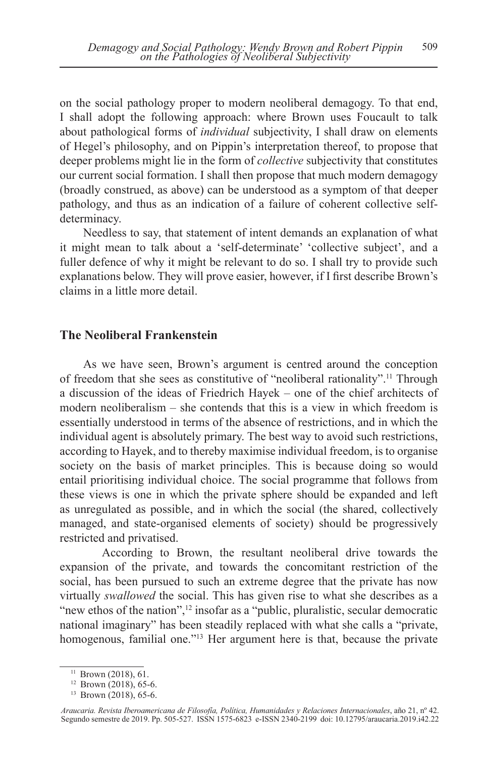on the social pathology proper to modern neoliberal demagogy. To that end, I shall adopt the following approach: where Brown uses Foucault to talk about pathological forms of *individual* subjectivity, I shall draw on elements of Hegel's philosophy, and on Pippin's interpretation thereof, to propose that deeper problems might lie in the form of *collective* subjectivity that constitutes our current social formation. I shall then propose that much modern demagogy (broadly construed, as above) can be understood as a symptom of that deeper pathology, and thus as an indication of a failure of coherent collective self-determinacy.

Needless to say, that statement of intent demands an explanation of what it might mean to talk about a 'self-determinate' 'collective subject', and a fuller defence of why it might be relevant to do so. I shall try to provide such explanations below. They will prove easier, however, if I first describe Brown's claims in a little more detail.

## The Neoliberal Frankenstein

As we have seen, Brown's argument is centred around the conception of freedom that she sees as constitutive of "neoliberal rationality".[11] Through a discussion of the ideas of Friedrich Hayek – one of the chief architects of modern neoliberalism – she contends that this is a view in which freedom is essentially understood in terms of the absence of restrictions, and in which the individual agent is absolutely primary. The best way to avoid such restrictions, according to Hayek, and to thereby maximise individual freedom, is to organise society on the basis of market principles. This is because doing so would entail prioritising individual choice. The social programme that follows from these views is one in which the private sphere should be expanded and left as unregulated as possible, and in which the social (the shared, collectively managed, and state-organised elements of society) should be progressively restricted and privatised.

According to Brown, the resultant neoliberal drive towards the expansion of the private, and towards the concomitant restriction of the social, has been pursued to such an extreme degree that the private has now virtually *swallowed* the social. This has given rise to what she describes as a "new ethos of the nation",[12] insofar as a "public, pluralistic, secular democratic national imaginary" has been steadily replaced with what she calls a "private, homogenous, familial one."[13] Her argument here is that, because the private

[11] Brown (2018), 61.

[12] Brown (2018), 65-6.

[13] Brown (2018), 65-6.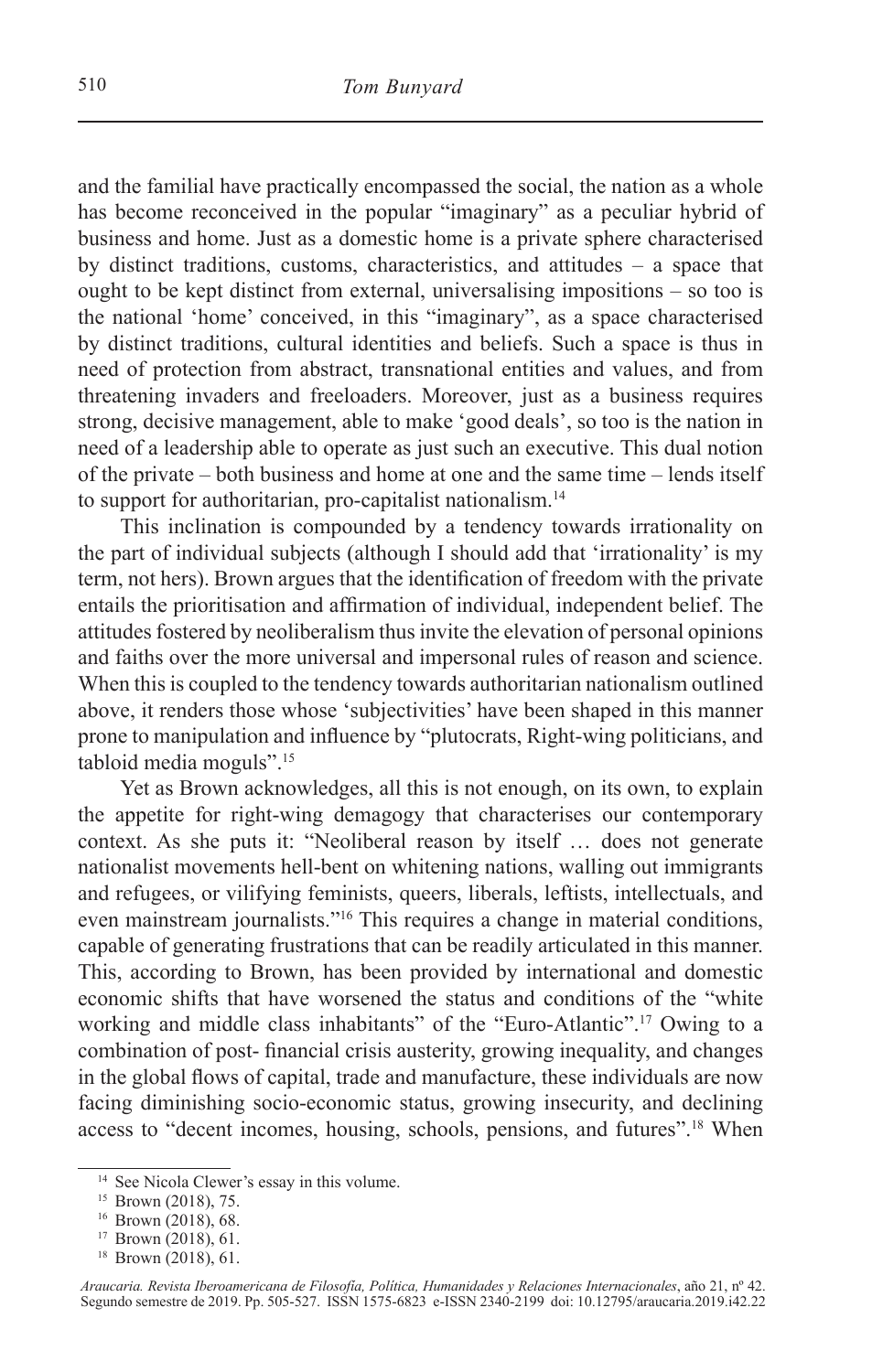and the familial have practically encompassed the social, the nation as a whole has become reconceived in the popular "imaginary" as a peculiar hybrid of business and home. Just as a domestic home is a private sphere characterised by distinct traditions, customs, characteristics, and attitudes – a space that ought to be kept distinct from external, universalising impositions – so too is the national 'home' conceived, in this "imaginary", as a space characterised by distinct traditions, cultural identities and beliefs. Such a space is thus in need of protection from abstract, transnational entities and values, and from threatening invaders and freeloaders. Moreover, just as a business requires strong, decisive management, able to make 'good deals', so too is the nation in need of a leadership able to operate as just such an executive. This dual notion of the private – both business and home at one and the same time – lends itself to support for authoritarian, pro-capitalist nationalism.[14]

This inclination is compounded by a tendency towards irrationality on the part of individual subjects (although I should add that 'irrationality' is my term, not hers). Brown argues that the identification of freedom with the private entails the prioritisation and affirmation of individual, independent belief. The attitudes fostered by neoliberalism thus invite the elevation of personal opinions and faiths over the more universal and impersonal rules of reason and science. When this is coupled to the tendency towards authoritarian nationalism outlined above, it renders those whose 'subjectivities' have been shaped in this manner prone to manipulation and influence by "plutocrats, Right-wing politicians, and tabloid media moguls".[15]

Yet as Brown acknowledges, all this is not enough, on its own, to explain the appetite for right-wing demagogy that characterises our contemporary context. As she puts it: "Neoliberal reason by itself … does not generate nationalist movements hell-bent on whitening nations, walling out immigrants and refugees, or vilifying feminists, queers, liberals, leftists, intellectuals, and even mainstream journalists."[16] This requires a change in material conditions, capable of generating frustrations that can be readily articulated in this manner. This, according to Brown, has been provided by international and domestic economic shifts that have worsened the status and conditions of the "white working and middle class inhabitants" of the "Euro-Atlantic".[17] Owing to a combination of post- financial crisis austerity, growing inequality, and changes in the global flows of capital, trade and manufacture, these individuals are now facing diminishing socio-economic status, growing insecurity, and declining access to "decent incomes, housing, schools, pensions, and futures".[18] When

[14] See Nicola Clewer's essay in this volume.

[15] Brown (2018), 75.

[16] Brown (2018), 68.

[17] Brown (2018), 61.

[18] Brown (2018), 61.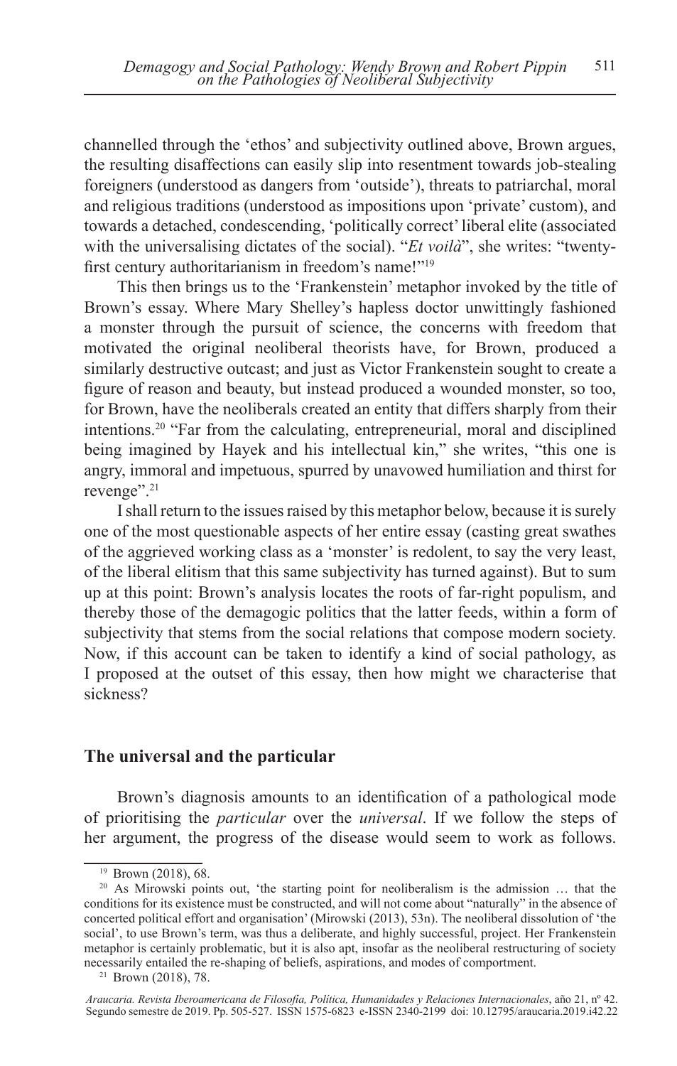channelled through the 'ethos' and subjectivity outlined above, Brown argues, the resulting disaffections can easily slip into resentment towards job-stealing foreigners (understood as dangers from 'outside'), threats to patriarchal, moral and religious traditions (understood as impositions upon 'private' custom), and towards a detached, condescending, 'politically correct' liberal elite (associated with the universalising dictates of the social). "*Et voilà*", she writes: "twenty-first century authoritarianism in freedom's name!"[19]

This then brings us to the 'Frankenstein' metaphor invoked by the title of Brown's essay. Where Mary Shelley's hapless doctor unwittingly fashioned a monster through the pursuit of science, the concerns with freedom that motivated the original neoliberal theorists have, for Brown, produced a similarly destructive outcast; and just as Victor Frankenstein sought to create a figure of reason and beauty, but instead produced a wounded monster, so too, for Brown, have the neoliberals created an entity that differs sharply from their intentions.[20] "Far from the calculating, entrepreneurial, moral and disciplined being imagined by Hayek and his intellectual kin," she writes, "this one is angry, immoral and impetuous, spurred by unavowed humiliation and thirst for revenge".[21]

I shall return to the issues raised by this metaphor below, because it is surely one of the most questionable aspects of her entire essay (casting great swathes of the aggrieved working class as a 'monster' is redolent, to say the very least, of the liberal elitism that this same subjectivity has turned against). But to sum up at this point: Brown's analysis locates the roots of far-right populism, and thereby those of the demagogic politics that the latter feeds, within a form of subjectivity that stems from the social relations that compose modern society. Now, if this account can be taken to identify a kind of social pathology, as I proposed at the outset of this essay, then how might we characterise that sickness?

## The universal and the particular

Brown's diagnosis amounts to an identification of a pathological mode of prioritising the *particular* over the *universal*. If we follow the steps of her argument, the progress of the disease would seem to work as follows.

---

[19] Brown (2018), 68.

[20] As Mirowski points out, 'the starting point for neoliberalism is the admission … that the conditions for its existence must be constructed, and will not come about "naturally" in the absence of concerted political effort and organisation' (Mirowski (2013), 53n). The neoliberal dissolution of 'the social', to use Brown's term, was thus a deliberate, and highly successful, project. Her Frankenstein metaphor is certainly problematic, but it is also apt, insofar as the neoliberal restructuring of society necessarily entailed the re-shaping of beliefs, aspirations, and modes of comportment.

[21] Brown (2018), 78.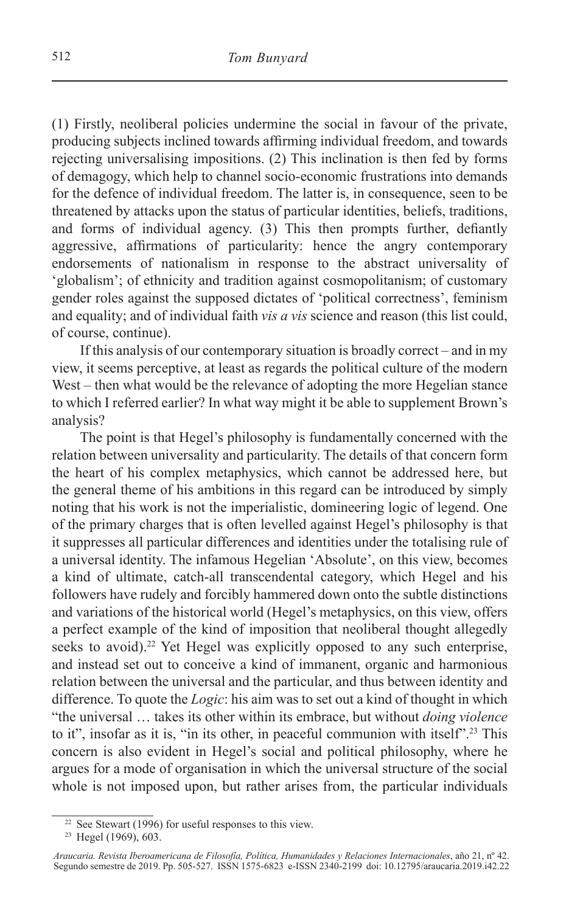(1) Firstly, neoliberal policies undermine the social in favour of the private, producing subjects inclined towards affirming individual freedom, and towards rejecting universalising impositions. (2) This inclination is then fed by forms of demagogy, which help to channel socio-economic frustrations into demands for the defence of individual freedom. The latter is, in consequence, seen to be threatened by attacks upon the status of particular identities, beliefs, traditions, and forms of individual agency. (3) This then prompts further, defiantly aggressive, affirmations of particularity: hence the angry contemporary endorsements of nationalism in response to the abstract universality of 'globalism'; of ethnicity and tradition against cosmopolitanism; of customary gender roles against the supposed dictates of 'political correctness', feminism and equality; and of individual faith *vis a vis* science and reason (this list could, of course, continue).

If this analysis of our contemporary situation is broadly correct – and in my view, it seems perceptive, at least as regards the political culture of the modern West – then what would be the relevance of adopting the more Hegelian stance to which I referred earlier? In what way might it be able to supplement Brown's analysis?

The point is that Hegel's philosophy is fundamentally concerned with the relation between universality and particularity. The details of that concern form the heart of his complex metaphysics, which cannot be addressed here, but the general theme of his ambitions in this regard can be introduced by simply noting that his work is not the imperialistic, domineering logic of legend. One of the primary charges that is often levelled against Hegel's philosophy is that it suppresses all particular differences and identities under the totalising rule of a universal identity. The infamous Hegelian 'Absolute', on this view, becomes a kind of ultimate, catch-all transcendental category, which Hegel and his followers have rudely and forcibly hammered down onto the subtle distinctions and variations of the historical world (Hegel's metaphysics, on this view, offers a perfect example of the kind of imposition that neoliberal thought allegedly seeks to avoid).[22] Yet Hegel was explicitly opposed to any such enterprise, and instead set out to conceive a kind of immanent, organic and harmonious relation between the universal and the particular, and thus between identity and difference. To quote the *Logic*: his aim was to set out a kind of thought in which "the universal … takes its other within its embrace, but without *doing violence* to it", insofar as it is, "in its other, in peaceful communion with itself".[23] This concern is also evident in Hegel's social and political philosophy, where he argues for a mode of organisation in which the universal structure of the social whole is not imposed upon, but rather arises from, the particular individuals

[22] See Stewart (1996) for useful responses to this view.

[23] Hegel (1969), 603.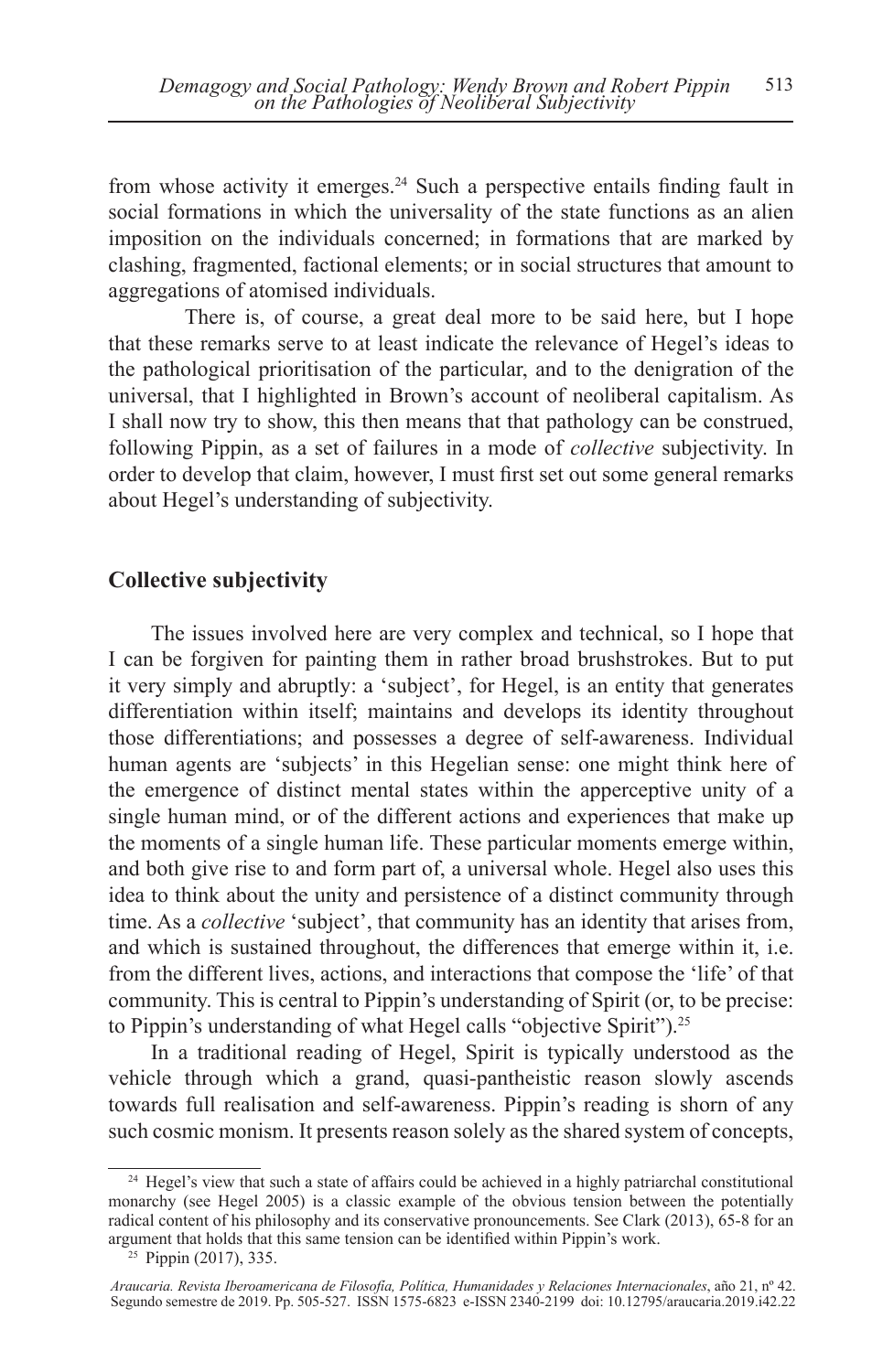from whose activity it emerges.[24] Such a perspective entails finding fault in social formations in which the universality of the state functions as an alien imposition on the individuals concerned; in formations that are marked by clashing, fragmented, factional elements; or in social structures that amount to aggregations of atomised individuals.

There is, of course, a great deal more to be said here, but I hope that these remarks serve to at least indicate the relevance of Hegel's ideas to the pathological prioritisation of the particular, and to the denigration of the universal, that I highlighted in Brown's account of neoliberal capitalism. As I shall now try to show, this then means that that pathology can be construed, following Pippin, as a set of failures in a mode of *collective* subjectivity. In order to develop that claim, however, I must first set out some general remarks about Hegel's understanding of subjectivity.

## Collective subjectivity

The issues involved here are very complex and technical, so I hope that I can be forgiven for painting them in rather broad brushstrokes. But to put it very simply and abruptly: a 'subject', for Hegel, is an entity that generates differentiation within itself; maintains and develops its identity throughout those differentiations; and possesses a degree of self-awareness. Individual human agents are 'subjects' in this Hegelian sense: one might think here of the emergence of distinct mental states within the apperceptive unity of a single human mind, or of the different actions and experiences that make up the moments of a single human life. These particular moments emerge within, and both give rise to and form part of, a universal whole. Hegel also uses this idea to think about the unity and persistence of a distinct community through time. As a *collective* 'subject', that community has an identity that arises from, and which is sustained throughout, the differences that emerge within it, i.e. from the different lives, actions, and interactions that compose the 'life' of that community. This is central to Pippin's understanding of Spirit (or, to be precise: to Pippin's understanding of what Hegel calls "objective Spirit").[25]

In a traditional reading of Hegel, Spirit is typically understood as the vehicle through which a grand, quasi-pantheistic reason slowly ascends towards full realisation and self-awareness. Pippin's reading is shorn of any such cosmic monism. It presents reason solely as the shared system of concepts,

---

[24] Hegel's view that such a state of affairs could be achieved in a highly patriarchal constitutional monarchy (see Hegel 2005) is a classic example of the obvious tension between the potentially radical content of his philosophy and its conservative pronouncements. See Clark (2013), 65-8 for an argument that holds that this same tension can be identified within Pippin's work.

[25] Pippin (2017), 335.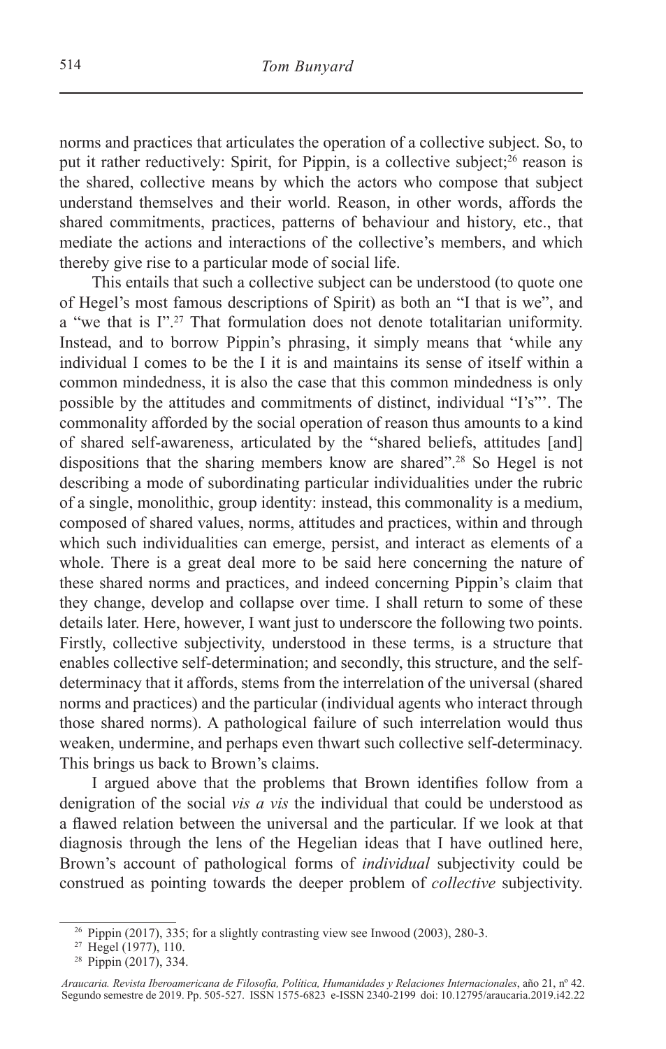norms and practices that articulates the operation of a collective subject. So, to put it rather reductively: Spirit, for Pippin, is a collective subject;[26] reason is the shared, collective means by which the actors who compose that subject understand themselves and their world. Reason, in other words, affords the shared commitments, practices, patterns of behaviour and history, etc., that mediate the actions and interactions of the collective's members, and which thereby give rise to a particular mode of social life.

This entails that such a collective subject can be understood (to quote one of Hegel's most famous descriptions of Spirit) as both an "I that is we", and a "we that is I".[27] That formulation does not denote totalitarian uniformity. Instead, and to borrow Pippin's phrasing, it simply means that 'while any individual I comes to be the I it is and maintains its sense of itself within a common mindedness, it is also the case that this common mindedness is only possible by the attitudes and commitments of distinct, individual "I's"'. The commonality afforded by the social operation of reason thus amounts to a kind of shared self-awareness, articulated by the "shared beliefs, attitudes [and] dispositions that the sharing members know are shared".[28] So Hegel is not describing a mode of subordinating particular individualities under the rubric of a single, monolithic, group identity: instead, this commonality is a medium, composed of shared values, norms, attitudes and practices, within and through which such individualities can emerge, persist, and interact as elements of a whole. There is a great deal more to be said here concerning the nature of these shared norms and practices, and indeed concerning Pippin's claim that they change, develop and collapse over time. I shall return to some of these details later. Here, however, I want just to underscore the following two points. Firstly, collective subjectivity, understood in these terms, is a structure that enables collective self-determination; and secondly, this structure, and the self-determinacy that it affords, stems from the interrelation of the universal (shared norms and practices) and the particular (individual agents who interact through those shared norms). A pathological failure of such interrelation would thus weaken, undermine, and perhaps even thwart such collective self-determinacy. This brings us back to Brown's claims.

I argued above that the problems that Brown identifies follow from a denigration of the social *vis a vis* the individual that could be understood as a flawed relation between the universal and the particular. If we look at that diagnosis through the lens of the Hegelian ideas that I have outlined here, Brown's account of pathological forms of *individual* subjectivity could be construed as pointing towards the deeper problem of *collective* subjectivity.

[26] Pippin (2017), 335; for a slightly contrasting view see Inwood (2003), 280-3.

[27] Hegel (1977), 110.

[28] Pippin (2017), 334.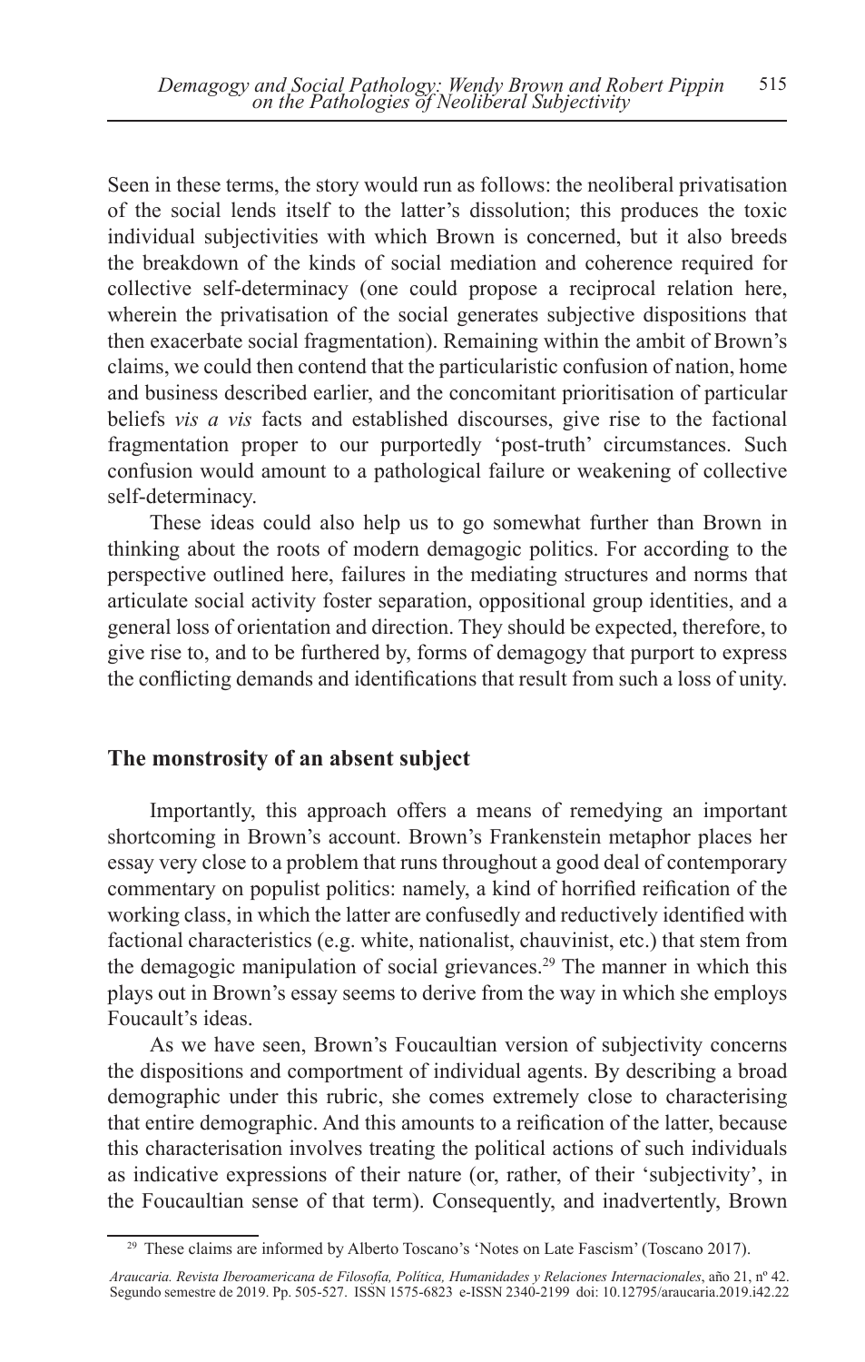Seen in these terms, the story would run as follows: the neoliberal privatisation of the social lends itself to the latter's dissolution; this produces the toxic individual subjectivities with which Brown is concerned, but it also breeds the breakdown of the kinds of social mediation and coherence required for collective self-determinacy (one could propose a reciprocal relation here, wherein the privatisation of the social generates subjective dispositions that then exacerbate social fragmentation). Remaining within the ambit of Brown's claims, we could then contend that the particularistic confusion of nation, home and business described earlier, and the concomitant prioritisation of particular beliefs *vis a vis* facts and established discourses, give rise to the factional fragmentation proper to our purportedly 'post-truth' circumstances. Such confusion would amount to a pathological failure or weakening of collective self-determinacy.

These ideas could also help us to go somewhat further than Brown in thinking about the roots of modern demagogic politics. For according to the perspective outlined here, failures in the mediating structures and norms that articulate social activity foster separation, oppositional group identities, and a general loss of orientation and direction. They should be expected, therefore, to give rise to, and to be furthered by, forms of demagogy that purport to express the conflicting demands and identifications that result from such a loss of unity.

## The monstrosity of an absent subject

Importantly, this approach offers a means of remedying an important shortcoming in Brown's account. Brown's Frankenstein metaphor places her essay very close to a problem that runs throughout a good deal of contemporary commentary on populist politics: namely, a kind of horrified reification of the working class, in which the latter are confusedly and reductively identified with factional characteristics (e.g. white, nationalist, chauvinist, etc.) that stem from the demagogic manipulation of social grievances.[29] The manner in which this plays out in Brown's essay seems to derive from the way in which she employs Foucault's ideas.

As we have seen, Brown's Foucaultian version of subjectivity concerns the dispositions and comportment of individual agents. By describing a broad demographic under this rubric, she comes extremely close to characterising that entire demographic. And this amounts to a reification of the latter, because this characterisation involves treating the political actions of such individuals as indicative expressions of their nature (or, rather, of their 'subjectivity', in the Foucaultian sense of that term). Consequently, and inadvertently, Brown

[29] These claims are informed by Alberto Toscano's 'Notes on Late Fascism' (Toscano 2017).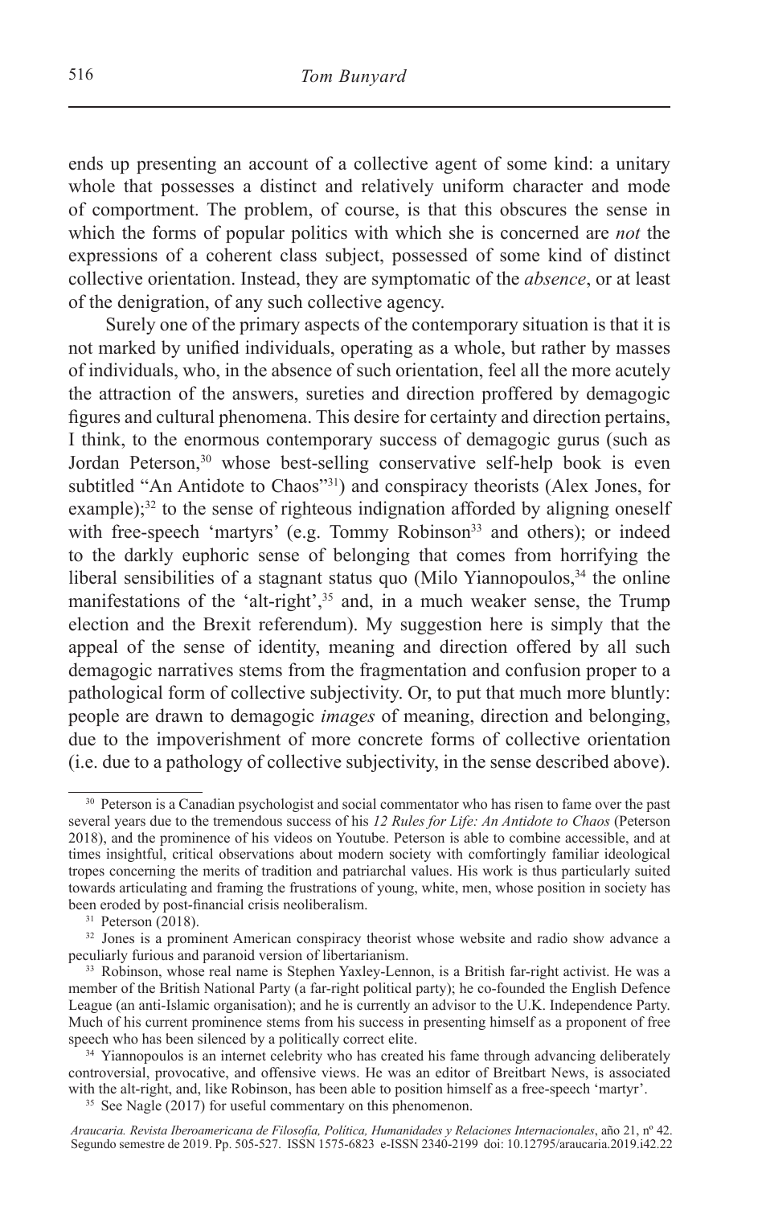ends up presenting an account of a collective agent of some kind: a unitary whole that possesses a distinct and relatively uniform character and mode of comportment. The problem, of course, is that this obscures the sense in which the forms of popular politics with which she is concerned are *not* the expressions of a coherent class subject, possessed of some kind of distinct collective orientation. Instead, they are symptomatic of the *absence*, or at least of the denigration, of any such collective agency.

Surely one of the primary aspects of the contemporary situation is that it is not marked by unified individuals, operating as a whole, but rather by masses of individuals, who, in the absence of such orientation, feel all the more acutely the attraction of the answers, sureties and direction proffered by demagogic figures and cultural phenomena. This desire for certainty and direction pertains, I think, to the enormous contemporary success of demagogic gurus (such as Jordan Peterson,[30] whose best-selling conservative self-help book is even subtitled "An Antidote to Chaos"[31]) and conspiracy theorists (Alex Jones, for example);[32] to the sense of righteous indignation afforded by aligning oneself with free-speech 'martyrs' (e.g. Tommy Robinson[33] and others); or indeed to the darkly euphoric sense of belonging that comes from horrifying the liberal sensibilities of a stagnant status quo (Milo Yiannopoulos,[34] the online manifestations of the 'alt-right',[35] and, in a much weaker sense, the Trump election and the Brexit referendum). My suggestion here is simply that the appeal of the sense of identity, meaning and direction offered by all such demagogic narratives stems from the fragmentation and confusion proper to a pathological form of collective subjectivity. Or, to put that much more bluntly: people are drawn to demagogic *images* of meaning, direction and belonging, due to the impoverishment of more concrete forms of collective orientation (i.e. due to a pathology of collective subjectivity, in the sense described above).

---

[30] Peterson is a Canadian psychologist and social commentator who has risen to fame over the past several years due to the tremendous success of his *12 Rules for Life: An Antidote to Chaos* (Peterson 2018), and the prominence of his videos on Youtube. Peterson is able to combine accessible, and at times insightful, critical observations about modern society with comfortingly familiar ideological tropes concerning the merits of tradition and patriarchal values. His work is thus particularly suited towards articulating and framing the frustrations of young, white, men, whose position in society has been eroded by post-financial crisis neoliberalism.

[31] Peterson (2018).

[32] Jones is a prominent American conspiracy theorist whose website and radio show advance a peculiarly furious and paranoid version of libertarianism.

[33] Robinson, whose real name is Stephen Yaxley-Lennon, is a British far-right activist. He was a member of the British National Party (a far-right political party); he co-founded the English Defence League (an anti-Islamic organisation); and he is currently an advisor to the U.K. Independence Party. Much of his current prominence stems from his success in presenting himself as a proponent of free speech who has been silenced by a politically correct elite.

[34] Yiannopoulos is an internet celebrity who has created his fame through advancing deliberately controversial, provocative, and offensive views. He was an editor of Breitbart News, is associated with the alt-right, and, like Robinson, has been able to position himself as a free-speech 'martyr'.

[35] See Nagle (2017) for useful commentary on this phenomenon.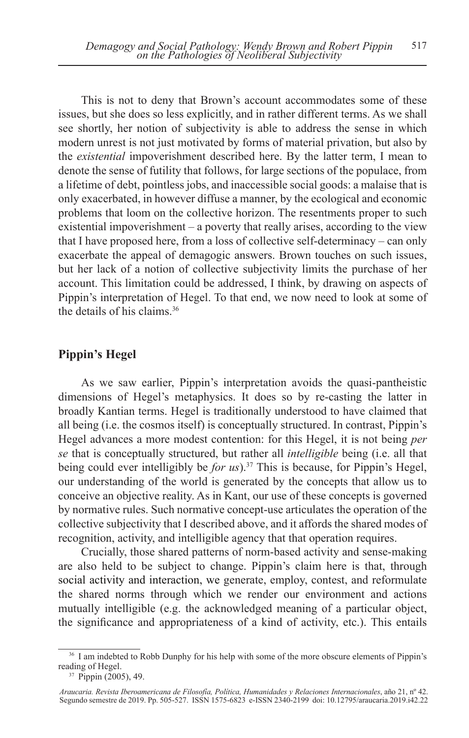This is not to deny that Brown's account accommodates some of these issues, but she does so less explicitly, and in rather different terms. As we shall see shortly, her notion of subjectivity is able to address the sense in which modern unrest is not just motivated by forms of material privation, but also by the *existential* impoverishment described here. By the latter term, I mean to denote the sense of futility that follows, for large sections of the populace, from a lifetime of debt, pointless jobs, and inaccessible social goods: a malaise that is only exacerbated, in however diffuse a manner, by the ecological and economic problems that loom on the collective horizon. The resentments proper to such existential impoverishment – a poverty that really arises, according to the view that I have proposed here, from a loss of collective self-determinacy – can only exacerbate the appeal of demagogic answers. Brown touches on such issues, but her lack of a notion of collective subjectivity limits the purchase of her account. This limitation could be addressed, I think, by drawing on aspects of Pippin's interpretation of Hegel. To that end, we now need to look at some of the details of his claims.[36]

## Pippin's Hegel

As we saw earlier, Pippin's interpretation avoids the quasi-pantheistic dimensions of Hegel's metaphysics. It does so by re-casting the latter in broadly Kantian terms. Hegel is traditionally understood to have claimed that all being (i.e. the cosmos itself) is conceptually structured. In contrast, Pippin's Hegel advances a more modest contention: for this Hegel, it is not being *per se* that is conceptually structured, but rather all *intelligible* being (i.e. all that being could ever intelligibly be *for us*).[37] This is because, for Pippin's Hegel, our understanding of the world is generated by the concepts that allow us to conceive an objective reality. As in Kant, our use of these concepts is governed by normative rules. Such normative concept-use articulates the operation of the collective subjectivity that I described above, and it affords the shared modes of recognition, activity, and intelligible agency that that operation requires.

Crucially, those shared patterns of norm-based activity and sense-making are also held to be subject to change. Pippin's claim here is that, through social activity and interaction, we generate, employ, contest, and reformulate the shared norms through which we render our environment and actions mutually intelligible (e.g. the acknowledged meaning of a particular object, the significance and appropriateness of a kind of activity, etc.). This entails

[36] I am indebted to Robb Dunphy for his help with some of the more obscure elements of Pippin's reading of Hegel.

[37] Pippin (2005), 49.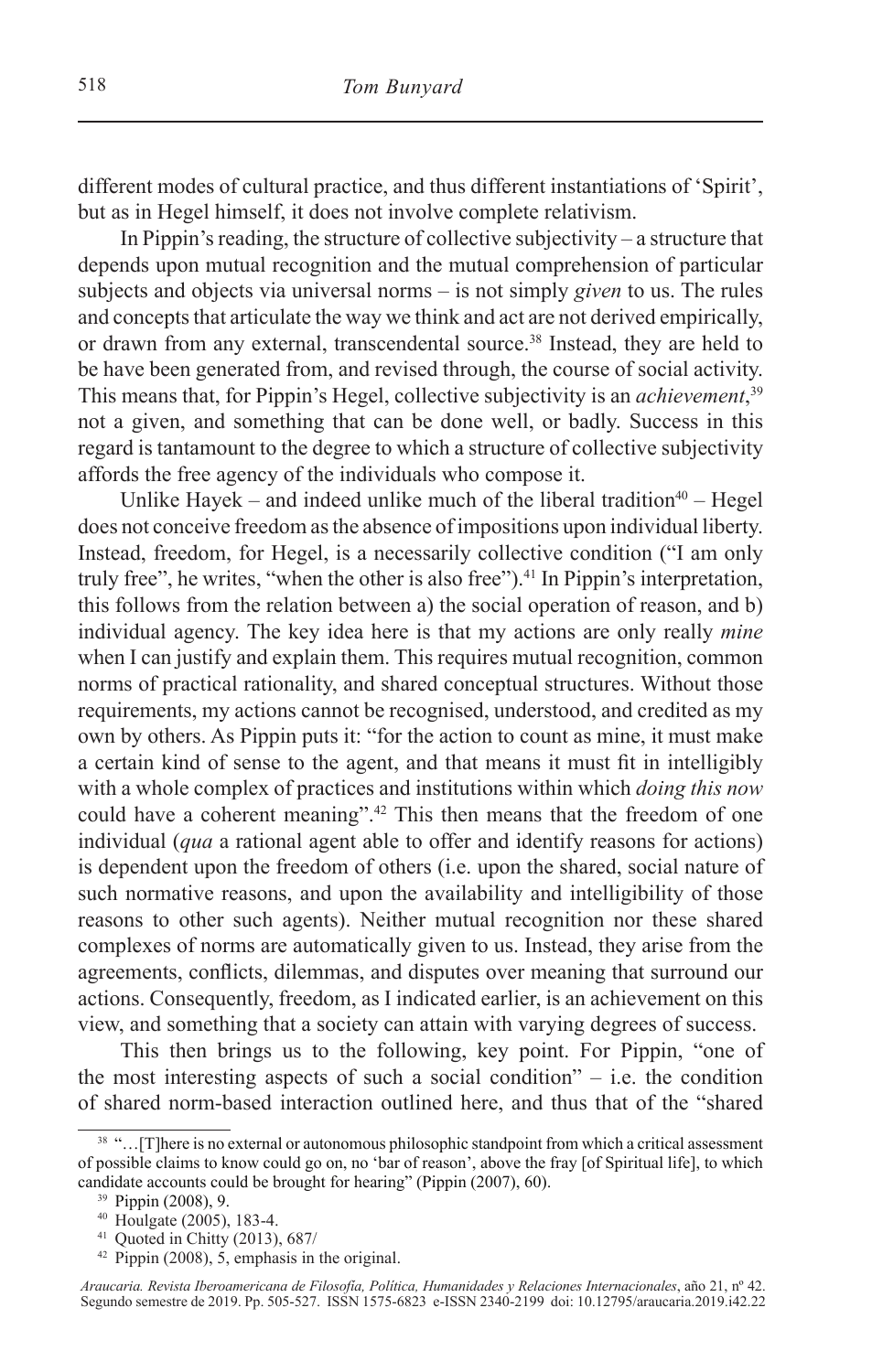different modes of cultural practice, and thus different instantiations of 'Spirit', but as in Hegel himself, it does not involve complete relativism.

In Pippin's reading, the structure of collective subjectivity – a structure that depends upon mutual recognition and the mutual comprehension of particular subjects and objects via universal norms – is not simply *given* to us. The rules and concepts that articulate the way we think and act are not derived empirically, or drawn from any external, transcendental source.[38] Instead, they are held to be have been generated from, and revised through, the course of social activity. This means that, for Pippin's Hegel, collective subjectivity is an *achievement*,[39] not a given, and something that can be done well, or badly. Success in this regard is tantamount to the degree to which a structure of collective subjectivity affords the free agency of the individuals who compose it.

Unlike Hayek – and indeed unlike much of the liberal tradition[40] – Hegel does not conceive freedom as the absence of impositions upon individual liberty. Instead, freedom, for Hegel, is a necessarily collective condition ("I am only truly free", he writes, "when the other is also free").[41] In Pippin's interpretation, this follows from the relation between a) the social operation of reason, and b) individual agency. The key idea here is that my actions are only really *mine* when I can justify and explain them. This requires mutual recognition, common norms of practical rationality, and shared conceptual structures. Without those requirements, my actions cannot be recognised, understood, and credited as my own by others. As Pippin puts it: "for the action to count as mine, it must make a certain kind of sense to the agent, and that means it must fit in intelligibly with a whole complex of practices and institutions within which *doing this now* could have a coherent meaning".[42] This then means that the freedom of one individual (*qua* a rational agent able to offer and identify reasons for actions) is dependent upon the freedom of others (i.e. upon the shared, social nature of such normative reasons, and upon the availability and intelligibility of those reasons to other such agents). Neither mutual recognition nor these shared complexes of norms are automatically given to us. Instead, they arise from the agreements, conflicts, dilemmas, and disputes over meaning that surround our actions. Consequently, freedom, as I indicated earlier, is an achievement on this view, and something that a society can attain with varying degrees of success.

This then brings us to the following, key point. For Pippin, "one of the most interesting aspects of such a social condition" – i.e. the condition of shared norm-based interaction outlined here, and thus that of the "shared

---

[38] "…[T]here is no external or autonomous philosophic standpoint from which a critical assessment of possible claims to know could go on, no 'bar of reason', above the fray [of Spiritual life], to which candidate accounts could be brought for hearing" (Pippin (2007), 60).

[39] Pippin (2008), 9.

[40] Houlgate (2005), 183-4.

[41] Quoted in Chitty (2013), 687/

[42] Pippin (2008), 5, emphasis in the original.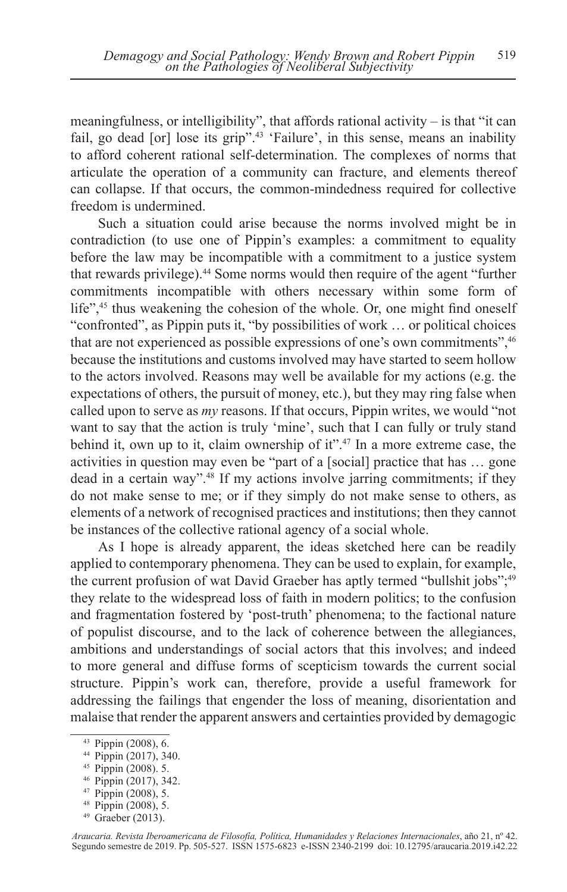meaningfulness, or intelligibility", that affords rational activity – is that "it can fail, go dead [or] lose its grip".[43] 'Failure', in this sense, means an inability to afford coherent rational self-determination. The complexes of norms that articulate the operation of a community can fracture, and elements thereof can collapse. If that occurs, the common-mindedness required for collective freedom is undermined.

Such a situation could arise because the norms involved might be in contradiction (to use one of Pippin's examples: a commitment to equality before the law may be incompatible with a commitment to a justice system that rewards privilege).[44] Some norms would then require of the agent "further commitments incompatible with others necessary within some form of life",[45] thus weakening the cohesion of the whole. Or, one might find oneself "confronted", as Pippin puts it, "by possibilities of work … or political choices that are not experienced as possible expressions of one's own commitments",[46] because the institutions and customs involved may have started to seem hollow to the actors involved. Reasons may well be available for my actions (e.g. the expectations of others, the pursuit of money, etc.), but they may ring false when called upon to serve as *my* reasons. If that occurs, Pippin writes, we would "not want to say that the action is truly 'mine', such that I can fully or truly stand behind it, own up to it, claim ownership of it".[47] In a more extreme case, the activities in question may even be "part of a [social] practice that has … gone dead in a certain way".[48] If my actions involve jarring commitments; if they do not make sense to me; or if they simply do not make sense to others, as elements of a network of recognised practices and institutions; then they cannot be instances of the collective rational agency of a social whole.

As I hope is already apparent, the ideas sketched here can be readily applied to contemporary phenomena. They can be used to explain, for example, the current profusion of wat David Graeber has aptly termed "bullshit jobs";[49] they relate to the widespread loss of faith in modern politics; to the confusion and fragmentation fostered by 'post-truth' phenomena; to the factional nature of populist discourse, and to the lack of coherence between the allegiances, ambitions and understandings of social actors that this involves; and indeed to more general and diffuse forms of scepticism towards the current social structure. Pippin's work can, therefore, provide a useful framework for addressing the failings that engender the loss of meaning, disorientation and malaise that render the apparent answers and certainties provided by demagogic

[43] Pippin (2008), 6.

[44] Pippin (2017), 340.

[45] Pippin (2008). 5.

[46] Pippin (2017), 342.

[47] Pippin (2008), 5.

[48] Pippin (2008), 5.

[49] Graeber (2013).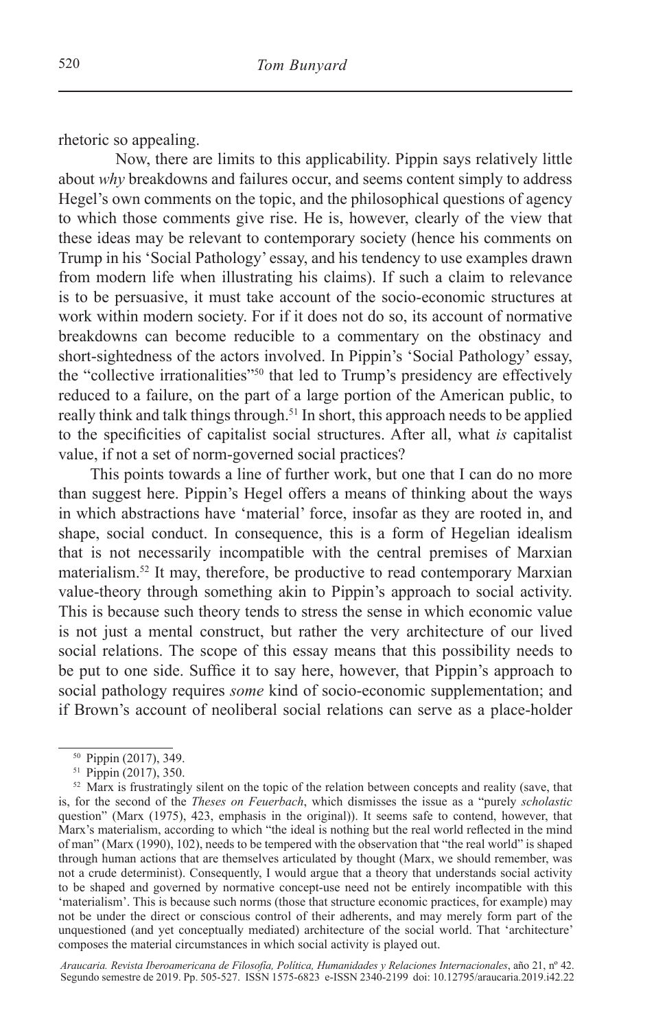rhetoric so appealing.

Now, there are limits to this applicability. Pippin says relatively little about *why* breakdowns and failures occur, and seems content simply to address Hegel's own comments on the topic, and the philosophical questions of agency to which those comments give rise. He is, however, clearly of the view that these ideas may be relevant to contemporary society (hence his comments on Trump in his 'Social Pathology' essay, and his tendency to use examples drawn from modern life when illustrating his claims). If such a claim to relevance is to be persuasive, it must take account of the socio-economic structures at work within modern society. For if it does not do so, its account of normative breakdowns can become reducible to a commentary on the obstinacy and short-sightedness of the actors involved. In Pippin's 'Social Pathology' essay, the "collective irrationalities"[50] that led to Trump's presidency are effectively reduced to a failure, on the part of a large portion of the American public, to really think and talk things through.[51] In short, this approach needs to be applied to the specificities of capitalist social structures. After all, what *is* capitalist value, if not a set of norm-governed social practices?

This points towards a line of further work, but one that I can do no more than suggest here. Pippin's Hegel offers a means of thinking about the ways in which abstractions have 'material' force, insofar as they are rooted in, and shape, social conduct. In consequence, this is a form of Hegelian idealism that is not necessarily incompatible with the central premises of Marxian materialism.[52] It may, therefore, be productive to read contemporary Marxian value-theory through something akin to Pippin's approach to social activity. This is because such theory tends to stress the sense in which economic value is not just a mental construct, but rather the very architecture of our lived social relations. The scope of this essay means that this possibility needs to be put to one side. Suffice it to say here, however, that Pippin's approach to social pathology requires *some* kind of socio-economic supplementation; and if Brown's account of neoliberal social relations can serve as a place-holder

---

[50] Pippin (2017), 349.

[51] Pippin (2017), 350.

[52] Marx is frustratingly silent on the topic of the relation between concepts and reality (save, that is, for the second of the *Theses on Feuerbach*, which dismisses the issue as a "purely *scholastic* question" (Marx (1975), 423, emphasis in the original)). It seems safe to contend, however, that Marx's materialism, according to which "the ideal is nothing but the real world reflected in the mind of man" (Marx (1990), 102), needs to be tempered with the observation that "the real world" is shaped through human actions that are themselves articulated by thought (Marx, we should remember, was not a crude determinist). Consequently, I would argue that a theory that understands social activity to be shaped and governed by normative concept-use need not be entirely incompatible with this 'materialism'. This is because such norms (those that structure economic practices, for example) may not be under the direct or conscious control of their adherents, and may merely form part of the unquestioned (and yet conceptually mediated) architecture of the social world. That 'architecture' composes the material circumstances in which social activity is played out.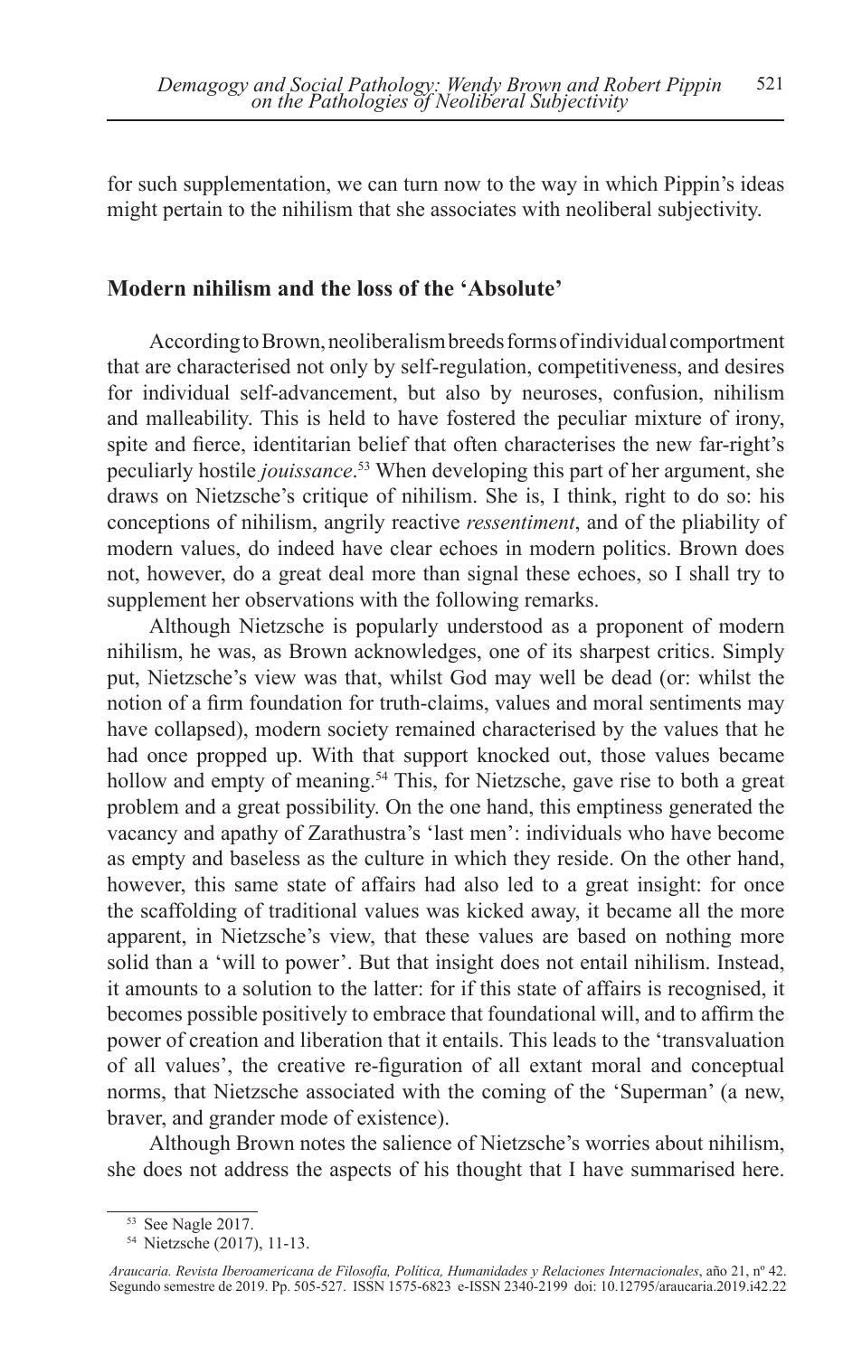for such supplementation, we can turn now to the way in which Pippin's ideas might pertain to the nihilism that she associates with neoliberal subjectivity.

## Modern nihilism and the loss of the 'Absolute'

According to Brown, neoliberalism breeds forms of individual comportment that are characterised not only by self-regulation, competitiveness, and desires for individual self-advancement, but also by neuroses, confusion, nihilism and malleability. This is held to have fostered the peculiar mixture of irony, spite and fierce, identitarian belief that often characterises the new far-right's peculiarly hostile *jouissance*.[53] When developing this part of her argument, she draws on Nietzsche's critique of nihilism. She is, I think, right to do so: his conceptions of nihilism, angrily reactive *ressentiment*, and of the pliability of modern values, do indeed have clear echoes in modern politics. Brown does not, however, do a great deal more than signal these echoes, so I shall try to supplement her observations with the following remarks.

Although Nietzsche is popularly understood as a proponent of modern nihilism, he was, as Brown acknowledges, one of its sharpest critics. Simply put, Nietzsche's view was that, whilst God may well be dead (or: whilst the notion of a firm foundation for truth-claims, values and moral sentiments may have collapsed), modern society remained characterised by the values that he had once propped up. With that support knocked out, those values became hollow and empty of meaning.[54] This, for Nietzsche, gave rise to both a great problem and a great possibility. On the one hand, this emptiness generated the vacancy and apathy of Zarathustra's 'last men': individuals who have become as empty and baseless as the culture in which they reside. On the other hand, however, this same state of affairs had also led to a great insight: for once the scaffolding of traditional values was kicked away, it became all the more apparent, in Nietzsche's view, that these values are based on nothing more solid than a 'will to power'. But that insight does not entail nihilism. Instead, it amounts to a solution to the latter: for if this state of affairs is recognised, it becomes possible positively to embrace that foundational will, and to affirm the power of creation and liberation that it entails. This leads to the 'transvaluation of all values', the creative re-figuration of all extant moral and conceptual norms, that Nietzsche associated with the coming of the 'Superman' (a new, braver, and grander mode of existence).

Although Brown notes the salience of Nietzsche's worries about nihilism, she does not address the aspects of his thought that I have summarised here.

[53] See Nagle 2017.

[54] Nietzsche (2017), 11-13.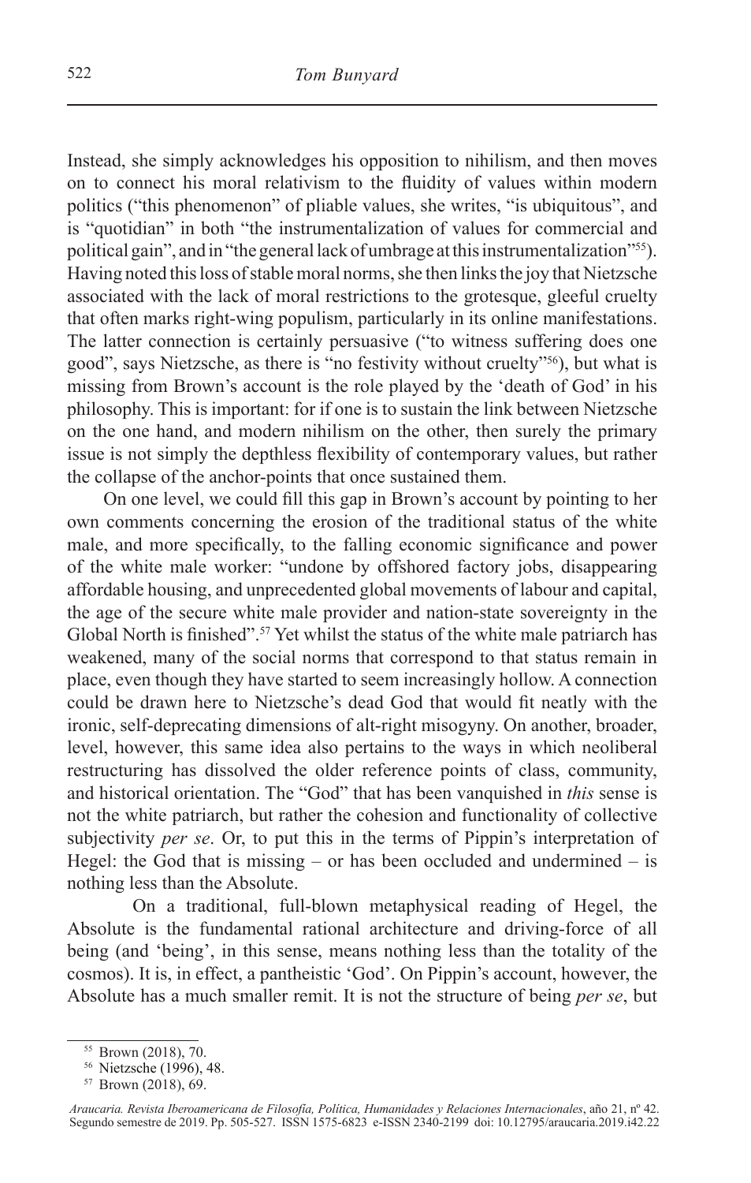Instead, she simply acknowledges his opposition to nihilism, and then moves on to connect his moral relativism to the fluidity of values within modern politics ("this phenomenon" of pliable values, she writes, "is ubiquitous", and is "quotidian" in both "the instrumentalization of values for commercial and political gain", and in "the general lack of umbrage at this instrumentalization"[55]). Having noted this loss of stable moral norms, she then links the joy that Nietzsche associated with the lack of moral restrictions to the grotesque, gleeful cruelty that often marks right-wing populism, particularly in its online manifestations. The latter connection is certainly persuasive ("to witness suffering does one good", says Nietzsche, as there is "no festivity without cruelty"[56]), but what is missing from Brown's account is the role played by the 'death of God' in his philosophy. This is important: for if one is to sustain the link between Nietzsche on the one hand, and modern nihilism on the other, then surely the primary issue is not simply the depthless flexibility of contemporary values, but rather the collapse of the anchor-points that once sustained them.

On one level, we could fill this gap in Brown's account by pointing to her own comments concerning the erosion of the traditional status of the white male, and more specifically, to the falling economic significance and power of the white male worker: "undone by offshored factory jobs, disappearing affordable housing, and unprecedented global movements of labour and capital, the age of the secure white male provider and nation-state sovereignty in the Global North is finished".[57] Yet whilst the status of the white male patriarch has weakened, many of the social norms that correspond to that status remain in place, even though they have started to seem increasingly hollow. A connection could be drawn here to Nietzsche's dead God that would fit neatly with the ironic, self-deprecating dimensions of alt-right misogyny. On another, broader, level, however, this same idea also pertains to the ways in which neoliberal restructuring has dissolved the older reference points of class, community, and historical orientation. The "God" that has been vanquished in *this* sense is not the white patriarch, but rather the cohesion and functionality of collective subjectivity *per se*. Or, to put this in the terms of Pippin's interpretation of Hegel: the God that is missing – or has been occluded and undermined – is nothing less than the Absolute.

On a traditional, full-blown metaphysical reading of Hegel, the Absolute is the fundamental rational architecture and driving-force of all being (and 'being', in this sense, means nothing less than the totality of the cosmos). It is, in effect, a pantheistic 'God'. On Pippin's account, however, the Absolute has a much smaller remit. It is not the structure of being *per se*, but

[55] Brown (2018), 70.

[56] Nietzsche (1996), 48.

[57] Brown (2018), 69.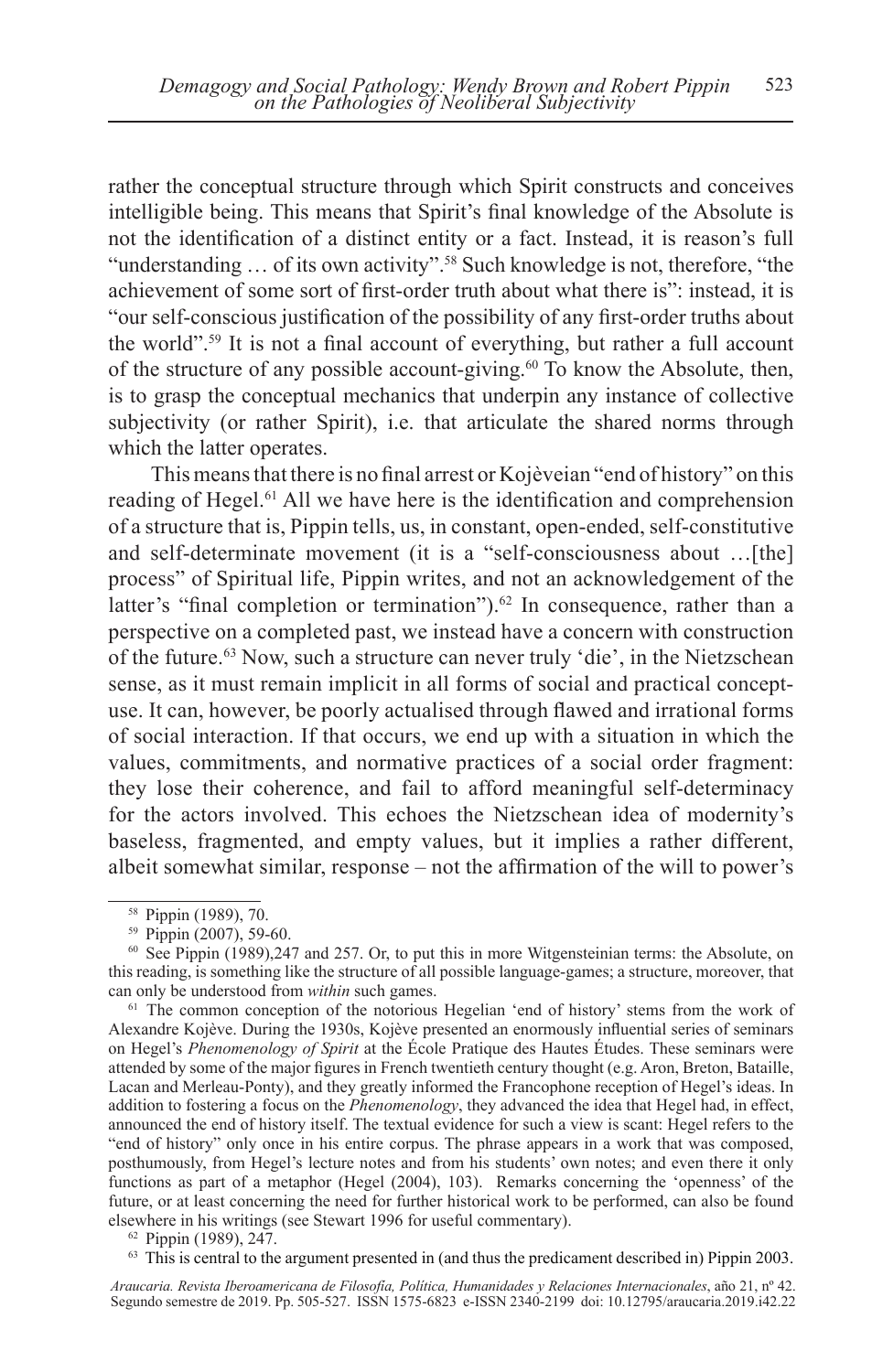rather the conceptual structure through which Spirit constructs and conceives intelligible being. This means that Spirit's final knowledge of the Absolute is not the identification of a distinct entity or a fact. Instead, it is reason's full "understanding … of its own activity".[58] Such knowledge is not, therefore, "the achievement of some sort of first-order truth about what there is": instead, it is "our self-conscious justification of the possibility of any first-order truths about the world".[59] It is not a final account of everything, but rather a full account of the structure of any possible account-giving.[60] To know the Absolute, then, is to grasp the conceptual mechanics that underpin any instance of collective subjectivity (or rather Spirit), i.e. that articulate the shared norms through which the latter operates.

This means that there is no final arrest or Kojèveian "end of history" on this reading of Hegel.[61] All we have here is the identification and comprehension of a structure that is, Pippin tells, us, in constant, open-ended, self-constitutive and self-determinate movement (it is a "self-consciousness about …[the] process" of Spiritual life, Pippin writes, and not an acknowledgement of the latter's "final completion or termination").[62] In consequence, rather than a perspective on a completed past, we instead have a concern with construction of the future.[63] Now, such a structure can never truly 'die', in the Nietzschean sense, as it must remain implicit in all forms of social and practical concept-use. It can, however, be poorly actualised through flawed and irrational forms of social interaction. If that occurs, we end up with a situation in which the values, commitments, and normative practices of a social order fragment: they lose their coherence, and fail to afford meaningful self-determinacy for the actors involved. This echoes the Nietzschean idea of modernity's baseless, fragmented, and empty values, but it implies a rather different, albeit somewhat similar, response – not the affirmation of the will to power's

---

[58] Pippin (1989), 70.

[59] Pippin (2007), 59-60.

[60] See Pippin (1989),247 and 257. Or, to put this in more Witgensteinian terms: the Absolute, on this reading, is something like the structure of all possible language-games; a structure, moreover, that can only be understood from *within* such games.

[61] The common conception of the notorious Hegelian 'end of history' stems from the work of Alexandre Kojève. During the 1930s, Kojève presented an enormously influential series of seminars on Hegel's *Phenomenology of Spirit* at the École Pratique des Hautes Études. These seminars were attended by some of the major figures in French twentieth century thought (e.g. Aron, Breton, Bataille, Lacan and Merleau-Ponty), and they greatly informed the Francophone reception of Hegel's ideas. In addition to fostering a focus on the *Phenomenology*, they advanced the idea that Hegel had, in effect, announced the end of history itself. The textual evidence for such a view is scant: Hegel refers to the "end of history" only once in his entire corpus. The phrase appears in a work that was composed, posthumously, from Hegel's lecture notes and from his students' own notes; and even there it only functions as part of a metaphor (Hegel (2004), 103). Remarks concerning the 'openness' of the future, or at least concerning the need for further historical work to be performed, can also be found elsewhere in his writings (see Stewart 1996 for useful commentary).

[62] Pippin (1989), 247.

[63] This is central to the argument presented in (and thus the predicament described in) Pippin 2003.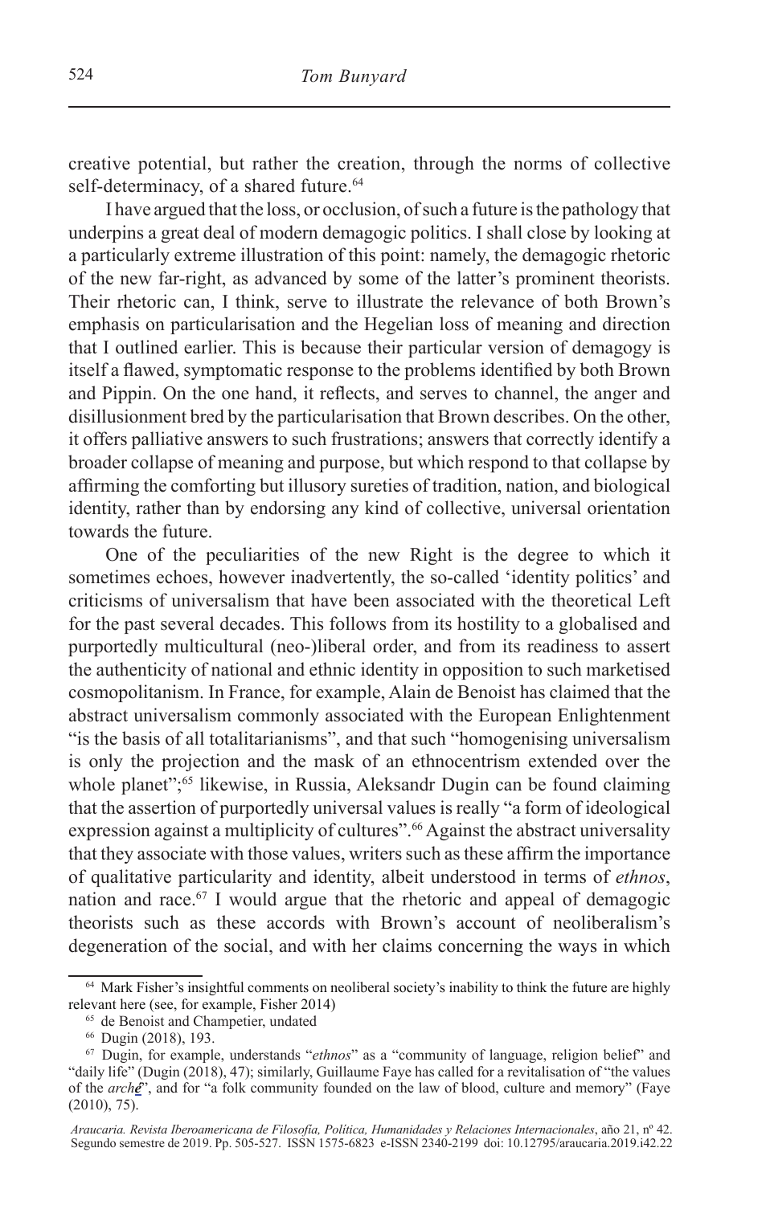creative potential, but rather the creation, through the norms of collective self-determinacy, of a shared future.[64]

I have argued that the loss, or occlusion, of such a future is the pathology that underpins a great deal of modern demagogic politics. I shall close by looking at a particularly extreme illustration of this point: namely, the demagogic rhetoric of the new far-right, as advanced by some of the latter's prominent theorists. Their rhetoric can, I think, serve to illustrate the relevance of both Brown's emphasis on particularisation and the Hegelian loss of meaning and direction that I outlined earlier. This is because their particular version of demagogy is itself a flawed, symptomatic response to the problems identified by both Brown and Pippin. On the one hand, it reflects, and serves to channel, the anger and disillusionment bred by the particularisation that Brown describes. On the other, it offers palliative answers to such frustrations; answers that correctly identify a broader collapse of meaning and purpose, but which respond to that collapse by affirming the comforting but illusory sureties of tradition, nation, and biological identity, rather than by endorsing any kind of collective, universal orientation towards the future.

One of the peculiarities of the new Right is the degree to which it sometimes echoes, however inadvertently, the so-called 'identity politics' and criticisms of universalism that have been associated with the theoretical Left for the past several decades. This follows from its hostility to a globalised and purportedly multicultural (neo-)liberal order, and from its readiness to assert the authenticity of national and ethnic identity in opposition to such marketised cosmopolitanism. In France, for example, Alain de Benoist has claimed that the abstract universalism commonly associated with the European Enlightenment "is the basis of all totalitarianisms", and that such "homogenising universalism is only the projection and the mask of an ethnocentrism extended over the whole planet";[65] likewise, in Russia, Aleksandr Dugin can be found claiming that the assertion of purportedly universal values is really "a form of ideological expression against a multiplicity of cultures".[66] Against the abstract universality that they associate with those values, writers such as these affirm the importance of qualitative particularity and identity, albeit understood in terms of *ethnos*, nation and race.[67] I would argue that the rhetoric and appeal of demagogic theorists such as these accords with Brown's account of neoliberalism's degeneration of the social, and with her claims concerning the ways in which

---

[64] Mark Fisher's insightful comments on neoliberal society's inability to think the future are highly relevant here (see, for example, Fisher 2014)

[65] de Benoist and Champetier, undated

[66] Dugin (2018), 193.

[67] Dugin, for example, understands "*ethnos*" as a "community of language, religion belief" and "daily life" (Dugin (2018), 47); similarly, Guillaume Faye has called for a revitalisation of "the values of the *arché*", and for "a folk community founded on the law of blood, culture and memory" (Faye (2010), 75).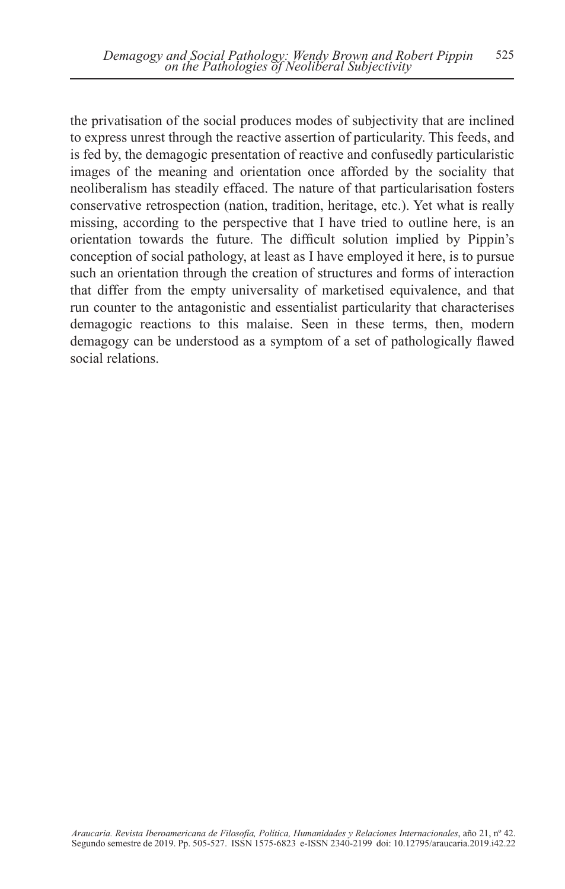the privatisation of the social produces modes of subjectivity that are inclined to express unrest through the reactive assertion of particularity. This feeds, and is fed by, the demagogic presentation of reactive and confusedly particularistic images of the meaning and orientation once afforded by the sociality that neoliberalism has steadily effaced. The nature of that particularisation fosters conservative retrospection (nation, tradition, heritage, etc.). Yet what is really missing, according to the perspective that I have tried to outline here, is an orientation towards the future. The difficult solution implied by Pippin's conception of social pathology, at least as I have employed it here, is to pursue such an orientation through the creation of structures and forms of interaction that differ from the empty universality of marketised equivalence, and that run counter to the antagonistic and essentialist particularity that characterises demagogic reactions to this malaise. Seen in these terms, then, modern demagogy can be understood as a symptom of a set of pathologically flawed social relations.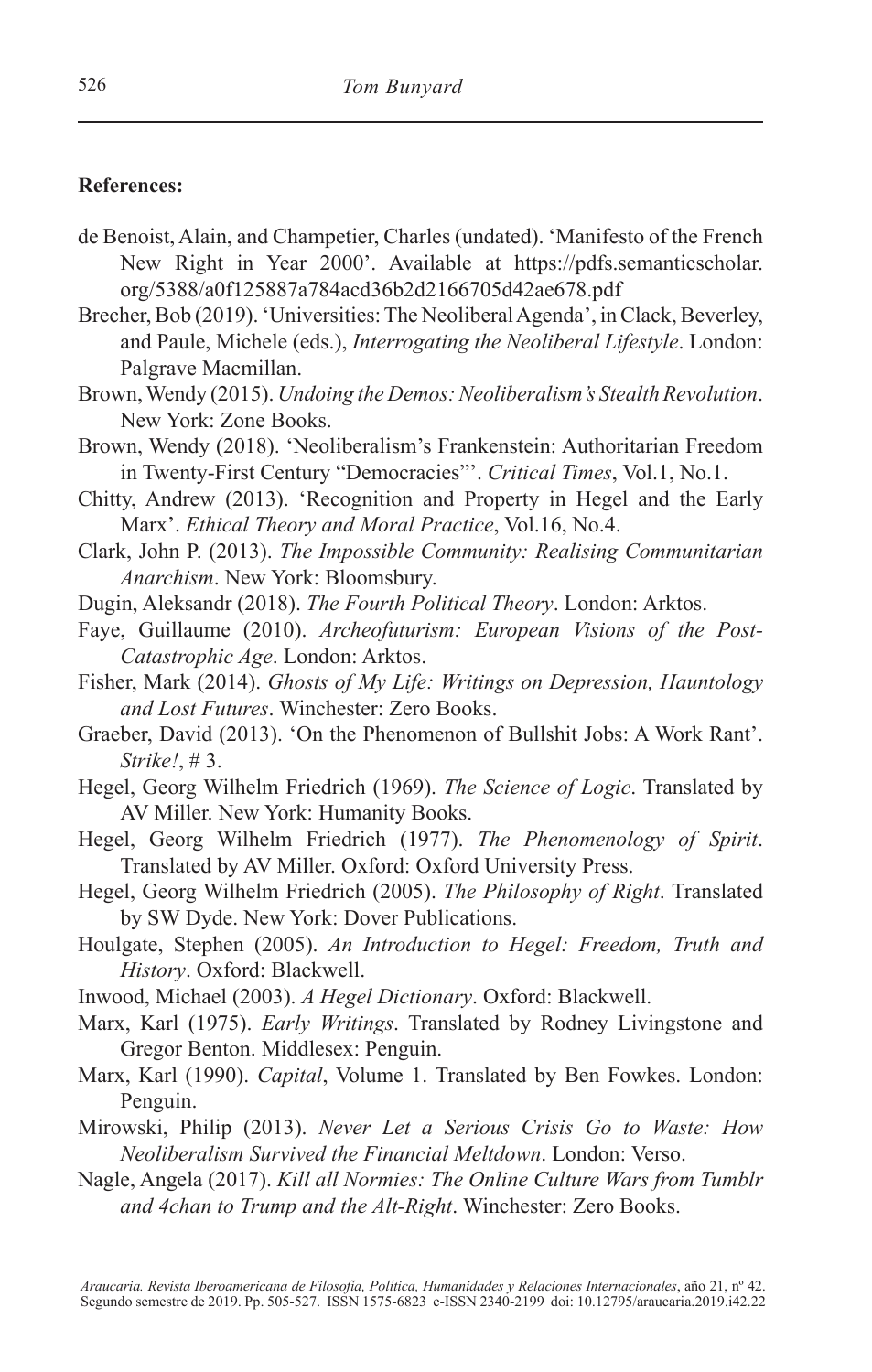**References:**

de Benoist, Alain, and Champetier, Charles (undated). 'Manifesto of the French New Right in Year 2000'. Available at https://pdfs.semanticscholar.org/5388/a0f125887a784acd36b2d2166705d42ae678.pdf

Brecher, Bob (2019). 'Universities: The Neoliberal Agenda', in Clack, Beverley, and Paule, Michele (eds.), *Interrogating the Neoliberal Lifestyle*. London: Palgrave Macmillan.

Brown, Wendy (2015). *Undoing the Demos: Neoliberalism's Stealth Revolution*. New York: Zone Books.

Brown, Wendy (2018). 'Neoliberalism's Frankenstein: Authoritarian Freedom in Twenty-First Century "Democracies"'. *Critical Times*, Vol.1, No.1.

Chitty, Andrew (2013). 'Recognition and Property in Hegel and the Early Marx'. *Ethical Theory and Moral Practice*, Vol.16, No.4.

Clark, John P. (2013). *The Impossible Community: Realising Communitarian Anarchism*. New York: Bloomsbury.

Dugin, Aleksandr (2018). *The Fourth Political Theory*. London: Arktos.

Faye, Guillaume (2010). *Archeofuturism: European Visions of the Post-Catastrophic Age*. London: Arktos.

Fisher, Mark (2014). *Ghosts of My Life: Writings on Depression, Hauntology and Lost Futures*. Winchester: Zero Books.

Graeber, David (2013). 'On the Phenomenon of Bullshit Jobs: A Work Rant'. *Strike!*, # 3.

Hegel, Georg Wilhelm Friedrich (1969). *The Science of Logic*. Translated by AV Miller. New York: Humanity Books.

Hegel, Georg Wilhelm Friedrich (1977). *The Phenomenology of Spirit*. Translated by AV Miller. Oxford: Oxford University Press.

Hegel, Georg Wilhelm Friedrich (2005). *The Philosophy of Right*. Translated by SW Dyde. New York: Dover Publications.

Houlgate, Stephen (2005). *An Introduction to Hegel: Freedom, Truth and History*. Oxford: Blackwell.

Inwood, Michael (2003). *A Hegel Dictionary*. Oxford: Blackwell.

Marx, Karl (1975). *Early Writings*. Translated by Rodney Livingstone and Gregor Benton. Middlesex: Penguin.

Marx, Karl (1990). *Capital*, Volume 1. Translated by Ben Fowkes. London: Penguin.

Mirowski, Philip (2013). *Never Let a Serious Crisis Go to Waste: How Neoliberalism Survived the Financial Meltdown*. London: Verso.

Nagle, Angela (2017). *Kill all Normies: The Online Culture Wars from Tumblr and 4chan to Trump and the Alt-Right*. Winchester: Zero Books.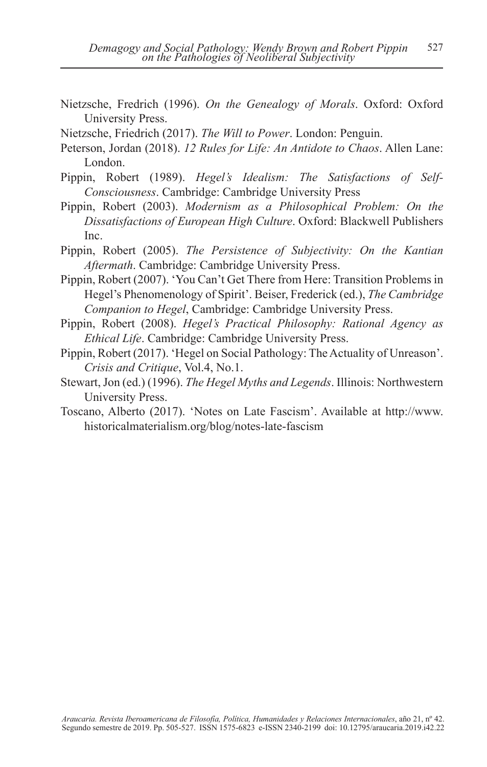Nietzsche, Fredrich (1996). *On the Genealogy of Morals*. Oxford: Oxford University Press.

Nietzsche, Friedrich (2017). *The Will to Power*. London: Penguin.

Peterson, Jordan (2018). *12 Rules for Life: An Antidote to Chaos*. Allen Lane: London.

Pippin, Robert (1989). *Hegel's Idealism: The Satisfactions of Self-Consciousness*. Cambridge: Cambridge University Press

Pippin, Robert (2003). *Modernism as a Philosophical Problem: On the Dissatisfactions of European High Culture*. Oxford: Blackwell Publishers Inc.

Pippin, Robert (2005). *The Persistence of Subjectivity: On the Kantian Aftermath*. Cambridge: Cambridge University Press.

Pippin, Robert (2007). 'You Can't Get There from Here: Transition Problems in Hegel's Phenomenology of Spirit'. Beiser, Frederick (ed.), *The Cambridge Companion to Hegel*, Cambridge: Cambridge University Press.

Pippin, Robert (2008). *Hegel's Practical Philosophy: Rational Agency as Ethical Life*. Cambridge: Cambridge University Press.

Pippin, Robert (2017). 'Hegel on Social Pathology: The Actuality of Unreason'. *Crisis and Critique*, Vol.4, No.1.

Stewart, Jon (ed.) (1996). *The Hegel Myths and Legends*. Illinois: Northwestern University Press.

Toscano, Alberto (2017). 'Notes on Late Fascism'. Available at http://www.historicalmaterialism.org/blog/notes-late-fascism